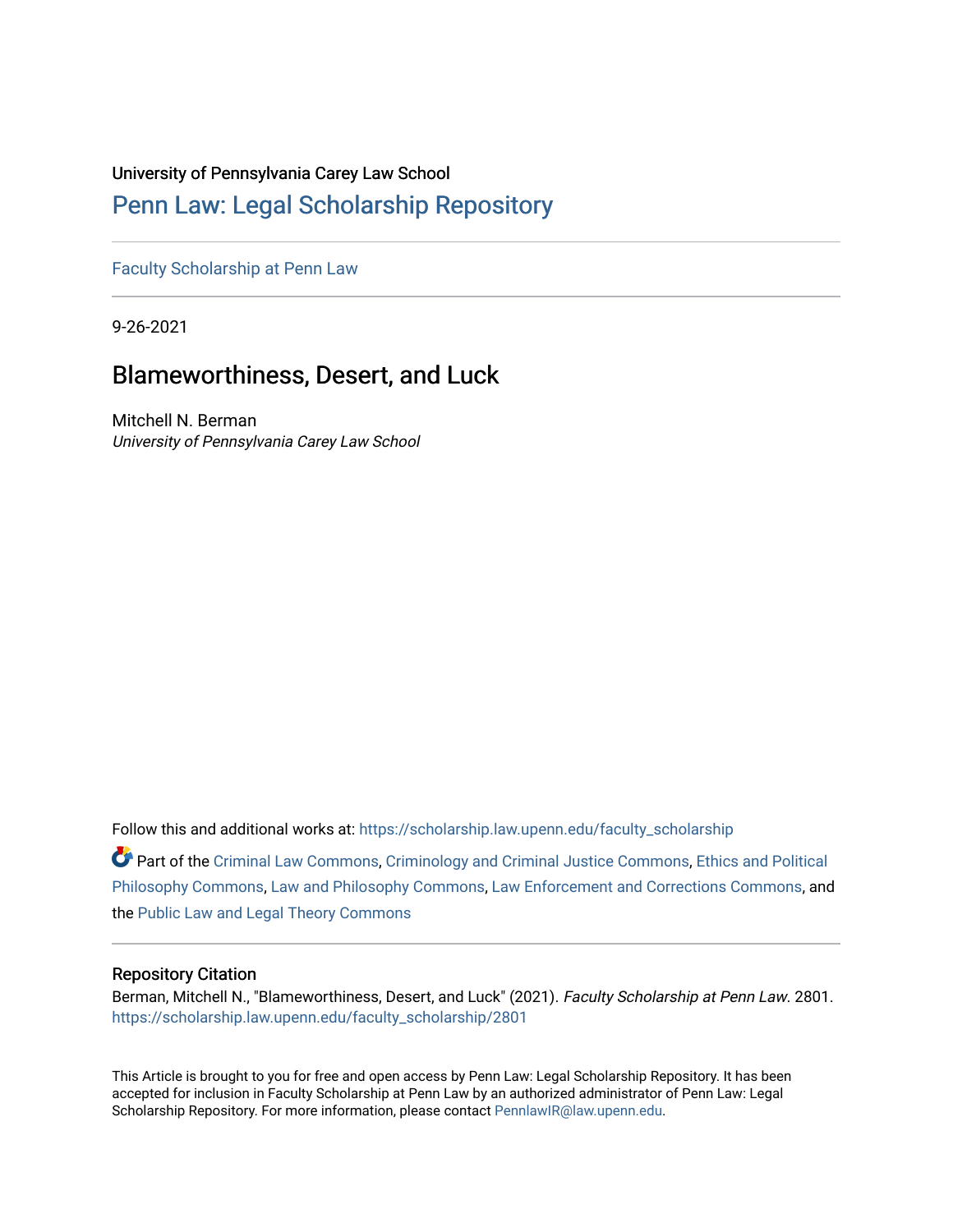University of Pennsylvania Carey Law School

# Penn Law: Legal Scholarship Repository

Faculty Scholarship at Penn Law

9-26-2021

## Blameworthiness, Desert, and Luck

Mitchell N. Berman
*University of Pennsylvania Carey Law School*

Follow this and additional works at: https://scholarship.law.upenn.edu/faculty_scholarship

Part of the Criminal Law Commons, Criminology and Criminal Justice Commons, Ethics and Political Philosophy Commons, Law and Philosophy Commons, Law Enforcement and Corrections Commons, and the Public Law and Legal Theory Commons

### Repository Citation

Berman, Mitchell N., "Blameworthiness, Desert, and Luck" (2021). *Faculty Scholarship at Penn Law*. 2801.
https://scholarship.law.upenn.edu/faculty_scholarship/2801

This Article is brought to you for free and open access by Penn Law: Legal Scholarship Repository. It has been accepted for inclusion in Faculty Scholarship at Penn Law by an authorized administrator of Penn Law: Legal Scholarship Repository. For more information, please contact PennlawIR@law.upenn.edu.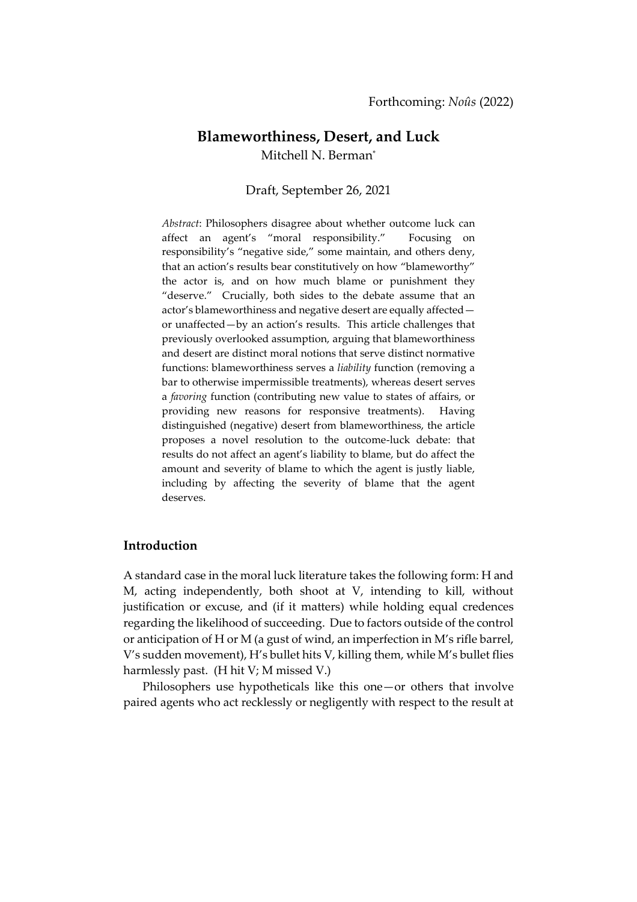Forthcoming: *Noûs* (2022)

# Blameworthiness, Desert, and Luck

Mitchell N. Berman*

Draft, September 26, 2021

> *Abstract*: Philosophers disagree about whether outcome luck can affect an agent's "moral responsibility." Focusing on responsibility's "negative side," some maintain, and others deny, that an action's results bear constitutively on how "blameworthy" the actor is, and on how much blame or punishment they "deserve." Crucially, both sides to the debate assume that an actor's blameworthiness and negative desert are equally affected—or unaffected—by an action's results. This article challenges that previously overlooked assumption, arguing that blameworthiness and desert are distinct moral notions that serve distinct normative functions: blameworthiness serves a *liability* function (removing a bar to otherwise impermissible treatments), whereas desert serves a *favoring* function (contributing new value to states of affairs, or providing new reasons for responsive treatments). Having distinguished (negative) desert from blameworthiness, the article proposes a novel resolution to the outcome-luck debate: that results do not affect an agent's liability to blame, but do affect the amount and severity of blame to which the agent is justly liable, including by affecting the severity of blame that the agent deserves.

## Introduction

A standard case in the moral luck literature takes the following form: H and M, acting independently, both shoot at V, intending to kill, without justification or excuse, and (if it matters) while holding equal credences regarding the likelihood of succeeding. Due to factors outside of the control or anticipation of H or M (a gust of wind, an imperfection in M's rifle barrel, V's sudden movement), H's bullet hits V, killing them, while M's bullet flies harmlessly past. (H hit V; M missed V.)

Philosophers use hypotheticals like this one—or others that involve paired agents who act recklessly or negligently with respect to the result at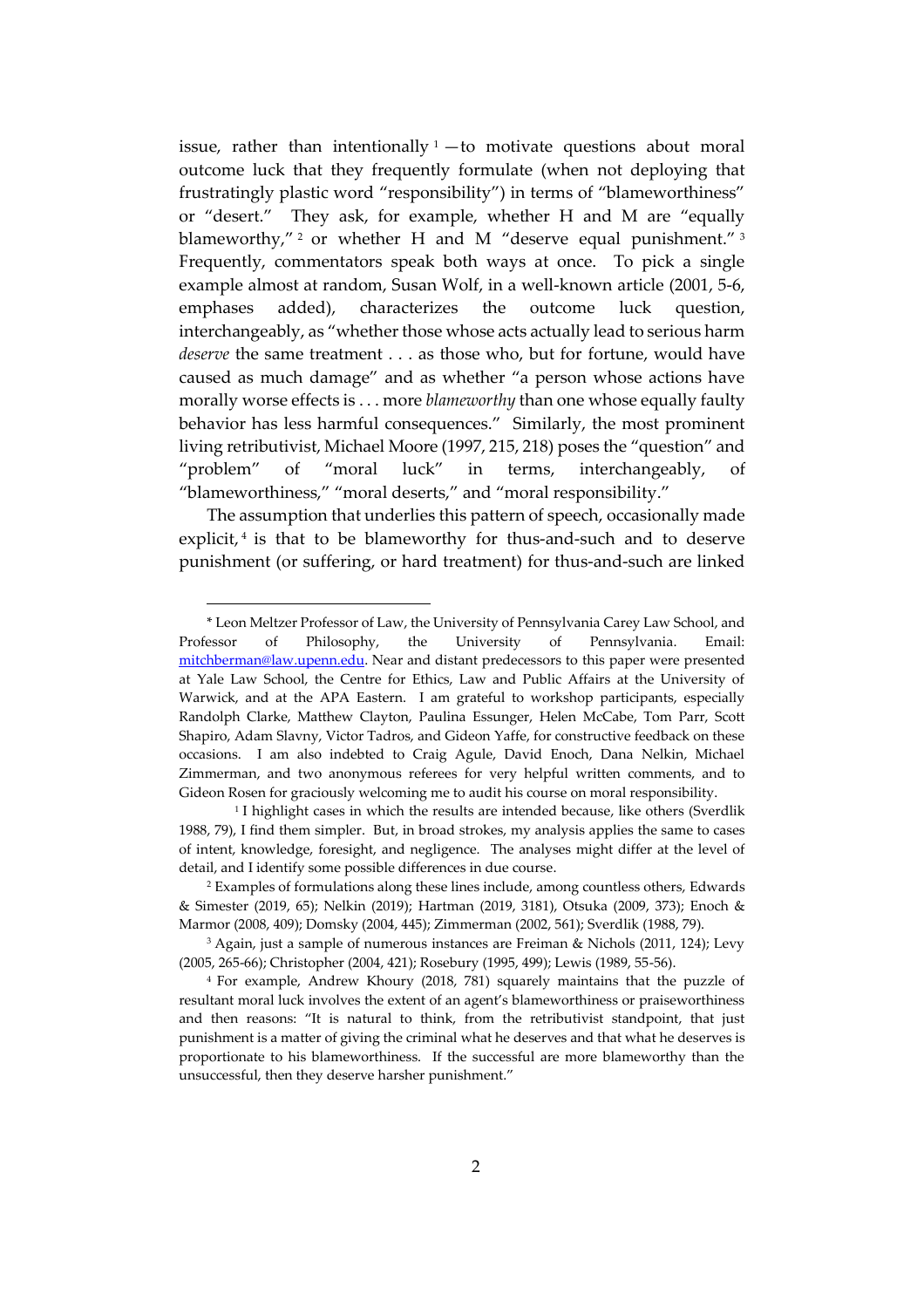issue, rather than intentionally [1] —to motivate questions about moral outcome luck that they frequently formulate (when not deploying that frustratingly plastic word "responsibility") in terms of "blameworthiness" or "desert." They ask, for example, whether H and M are "equally blameworthy," [2] or whether H and M "deserve equal punishment." [3] Frequently, commentators speak both ways at once. To pick a single example almost at random, Susan Wolf, in a well-known article (2001, 5-6, emphases added), characterizes the outcome luck question, interchangeably, as "whether those whose acts actually lead to serious harm *deserve* the same treatment . . . as those who, but for fortune, would have caused as much damage" and as whether "a person whose actions have morally worse effects is . . . more *blameworthy* than one whose equally faulty behavior has less harmful consequences." Similarly, the most prominent living retributivist, Michael Moore (1997, 215, 218) poses the "question" and "problem" of "moral luck" in terms, interchangeably, of "blameworthiness," "moral deserts," and "moral responsibility."

The assumption that underlies this pattern of speech, occasionally made explicit, [4] is that to be blameworthy for thus-and-such and to deserve punishment (or suffering, or hard treatment) for thus-and-such are linked

---

\* Leon Meltzer Professor of Law, the University of Pennsylvania Carey Law School, and Professor of Philosophy, the University of Pennsylvania. Email: mitchberman@law.upenn.edu. Near and distant predecessors to this paper were presented at Yale Law School, the Centre for Ethics, Law and Public Affairs at the University of Warwick, and at the APA Eastern. I am grateful to workshop participants, especially Randolph Clarke, Matthew Clayton, Paulina Essunger, Helen McCabe, Tom Parr, Scott Shapiro, Adam Slavny, Victor Tadros, and Gideon Yaffe, for constructive feedback on these occasions. I am also indebted to Craig Agule, David Enoch, Dana Nelkin, Michael Zimmerman, and two anonymous referees for very helpful written comments, and to Gideon Rosen for graciously welcoming me to audit his course on moral responsibility.

[1] I highlight cases in which the results are intended because, like others (Sverdlik 1988, 79), I find them simpler. But, in broad strokes, my analysis applies the same to cases of intent, knowledge, foresight, and negligence. The analyses might differ at the level of detail, and I identify some possible differences in due course.

[2] Examples of formulations along these lines include, among countless others, Edwards & Simester (2019, 65); Nelkin (2019); Hartman (2019, 3181), Otsuka (2009, 373); Enoch & Marmor (2008, 409); Domsky (2004, 445); Zimmerman (2002, 561); Sverdlik (1988, 79).

[3] Again, just a sample of numerous instances are Freiman & Nichols (2011, 124); Levy (2005, 265-66); Christopher (2004, 421); Rosebury (1995, 499); Lewis (1989, 55-56).

[4] For example, Andrew Khoury (2018, 781) squarely maintains that the puzzle of resultant moral luck involves the extent of an agent's blameworthiness or praiseworthiness and then reasons: "It is natural to think, from the retributivist standpoint, that just punishment is a matter of giving the criminal what he deserves and that what he deserves is proportionate to his blameworthiness. If the successful are more blameworthy than the unsuccessful, then they deserve harsher punishment."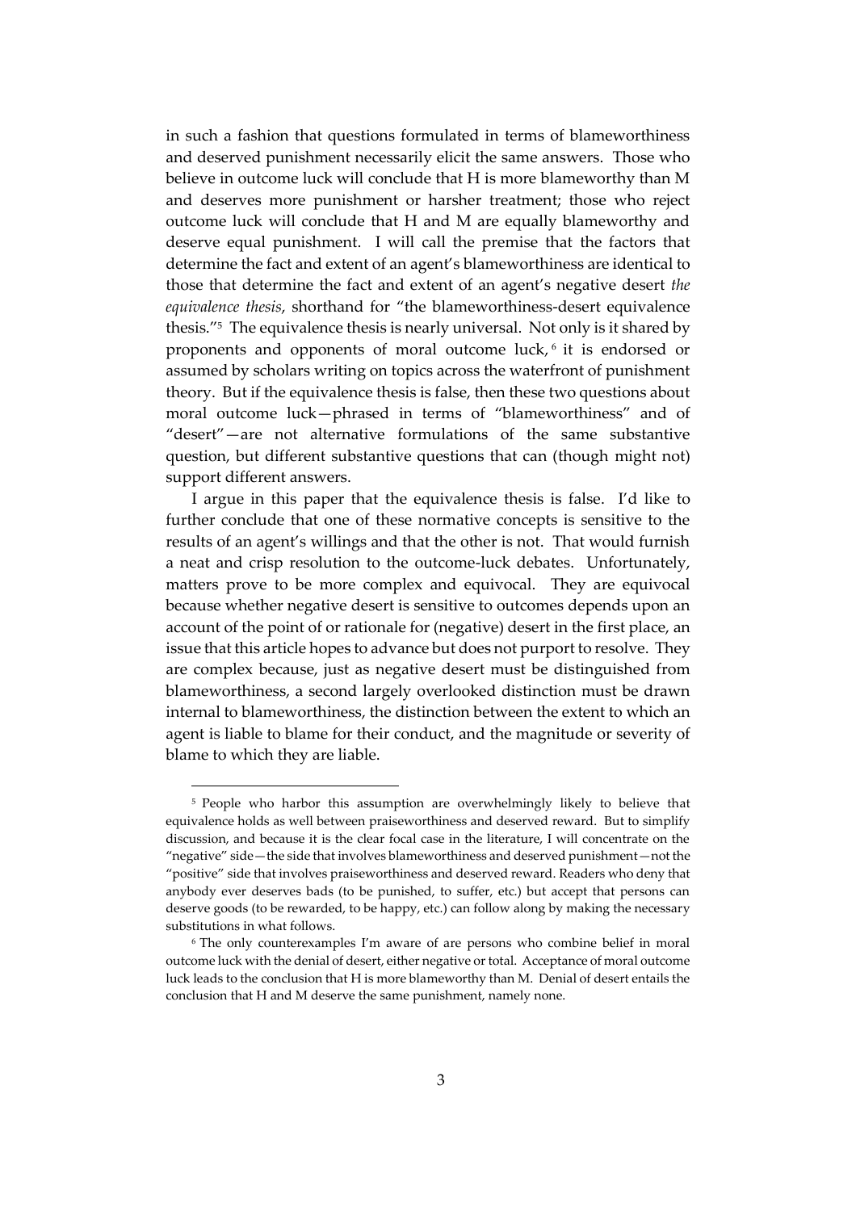in such a fashion that questions formulated in terms of blameworthiness and deserved punishment necessarily elicit the same answers. Those who believe in outcome luck will conclude that H is more blameworthy than M and deserves more punishment or harsher treatment; those who reject outcome luck will conclude that H and M are equally blameworthy and deserve equal punishment. I will call the premise that the factors that determine the fact and extent of an agent's blameworthiness are identical to those that determine the fact and extent of an agent's negative desert *the equivalence thesis*, shorthand for "the blameworthiness-desert equivalence thesis."[5] The equivalence thesis is nearly universal. Not only is it shared by proponents and opponents of moral outcome luck,[6] it is endorsed or assumed by scholars writing on topics across the waterfront of punishment theory. But if the equivalence thesis is false, then these two questions about moral outcome luck—phrased in terms of "blameworthiness" and of "desert"—are not alternative formulations of the same substantive question, but different substantive questions that can (though might not) support different answers.

I argue in this paper that the equivalence thesis is false. I'd like to further conclude that one of these normative concepts is sensitive to the results of an agent's willings and that the other is not. That would furnish a neat and crisp resolution to the outcome-luck debates. Unfortunately, matters prove to be more complex and equivocal. They are equivocal because whether negative desert is sensitive to outcomes depends upon an account of the point of or rationale for (negative) desert in the first place, an issue that this article hopes to advance but does not purport to resolve. They are complex because, just as negative desert must be distinguished from blameworthiness, a second largely overlooked distinction must be drawn internal to blameworthiness, the distinction between the extent to which an agent is liable to blame for their conduct, and the magnitude or severity of blame to which they are liable.

[5] People who harbor this assumption are overwhelmingly likely to believe that equivalence holds as well between praiseworthiness and deserved reward. But to simplify discussion, and because it is the clear focal case in the literature, I will concentrate on the "negative" side—the side that involves blameworthiness and deserved punishment—not the "positive" side that involves praiseworthiness and deserved reward. Readers who deny that anybody ever deserves bads (to be punished, to suffer, etc.) but accept that persons can deserve goods (to be rewarded, to be happy, etc.) can follow along by making the necessary substitutions in what follows.

[6] The only counterexamples I'm aware of are persons who combine belief in moral outcome luck with the denial of desert, either negative or total. Acceptance of moral outcome luck leads to the conclusion that H is more blameworthy than M. Denial of desert entails the conclusion that H and M deserve the same punishment, namely none.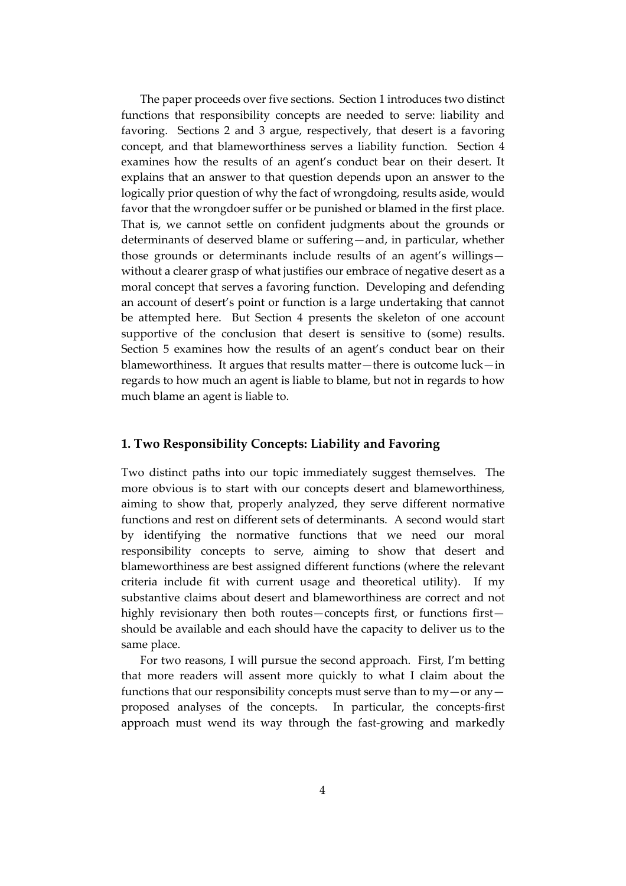The paper proceeds over five sections. Section 1 introduces two distinct functions that responsibility concepts are needed to serve: liability and favoring. Sections 2 and 3 argue, respectively, that desert is a favoring concept, and that blameworthiness serves a liability function. Section 4 examines how the results of an agent's conduct bear on their desert. It explains that an answer to that question depends upon an answer to the logically prior question of why the fact of wrongdoing, results aside, would favor that the wrongdoer suffer or be punished or blamed in the first place. That is, we cannot settle on confident judgments about the grounds or determinants of deserved blame or suffering—and, in particular, whether those grounds or determinants include results of an agent's willings—without a clearer grasp of what justifies our embrace of negative desert as a moral concept that serves a favoring function. Developing and defending an account of desert's point or function is a large undertaking that cannot be attempted here. But Section 4 presents the skeleton of one account supportive of the conclusion that desert is sensitive to (some) results. Section 5 examines how the results of an agent's conduct bear on their blameworthiness. It argues that results matter—there is outcome luck—in regards to how much an agent is liable to blame, but not in regards to how much blame an agent is liable to.

## 1. Two Responsibility Concepts: Liability and Favoring

Two distinct paths into our topic immediately suggest themselves. The more obvious is to start with our concepts desert and blameworthiness, aiming to show that, properly analyzed, they serve different normative functions and rest on different sets of determinants. A second would start by identifying the normative functions that we need our moral responsibility concepts to serve, aiming to show that desert and blameworthiness are best assigned different functions (where the relevant criteria include fit with current usage and theoretical utility). If my substantive claims about desert and blameworthiness are correct and not highly revisionary then both routes—concepts first, or functions first—should be available and each should have the capacity to deliver us to the same place.

For two reasons, I will pursue the second approach. First, I'm betting that more readers will assent more quickly to what I claim about the functions that our responsibility concepts must serve than to my—or any—proposed analyses of the concepts. In particular, the concepts-first approach must wend its way through the fast-growing and markedly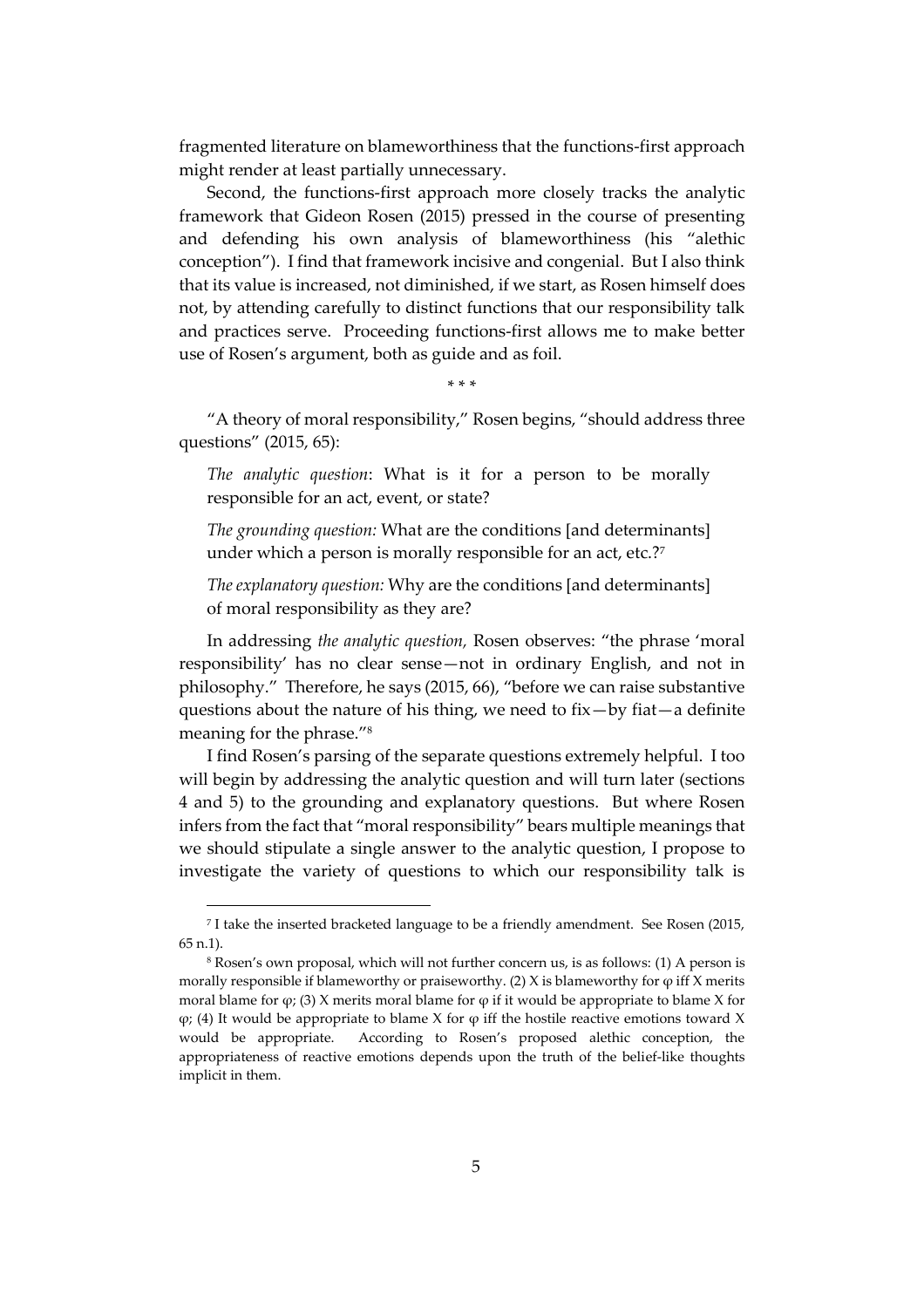fragmented literature on blameworthiness that the functions-first approach might render at least partially unnecessary.

Second, the functions-first approach more closely tracks the analytic framework that Gideon Rosen (2015) pressed in the course of presenting and defending his own analysis of blameworthiness (his "alethic conception"). I find that framework incisive and congenial. But I also think that its value is increased, not diminished, if we start, as Rosen himself does not, by attending carefully to distinct functions that our responsibility talk and practices serve. Proceeding functions-first allows me to make better use of Rosen's argument, both as guide and as foil.

\* \* \*

"A theory of moral responsibility," Rosen begins, "should address three questions" (2015, 65):

> *The analytic question*: What is it for a person to be morally responsible for an act, event, or state?
>
> *The grounding question:* What are the conditions [and determinants] under which a person is morally responsible for an act, etc.?[7]
>
> *The explanatory question:* Why are the conditions [and determinants] of moral responsibility as they are?

In addressing *the analytic question,* Rosen observes: "the phrase 'moral responsibility' has no clear sense—not in ordinary English, and not in philosophy." Therefore, he says (2015, 66), "before we can raise substantive questions about the nature of his thing, we need to fix—by fiat—a definite meaning for the phrase."[8]

I find Rosen's parsing of the separate questions extremely helpful. I too will begin by addressing the analytic question and will turn later (sections 4 and 5) to the grounding and explanatory questions. But where Rosen infers from the fact that "moral responsibility" bears multiple meanings that we should stipulate a single answer to the analytic question, I propose to investigate the variety of questions to which our responsibility talk is

---

[7] I take the inserted bracketed language to be a friendly amendment. See Rosen (2015, 65 n.1).

[8] Rosen's own proposal, which will not further concern us, is as follows: (1) A person is morally responsible if blameworthy or praiseworthy. (2) X is blameworthy for $\varphi$ iff X merits moral blame for $\varphi$; (3) X merits moral blame for $\varphi$ if it would be appropriate to blame X for $\varphi$; (4) It would be appropriate to blame X for $\varphi$ iff the hostile reactive emotions toward X would be appropriate. According to Rosen's proposed alethic conception, the appropriateness of reactive emotions depends upon the truth of the belief-like thoughts implicit in them.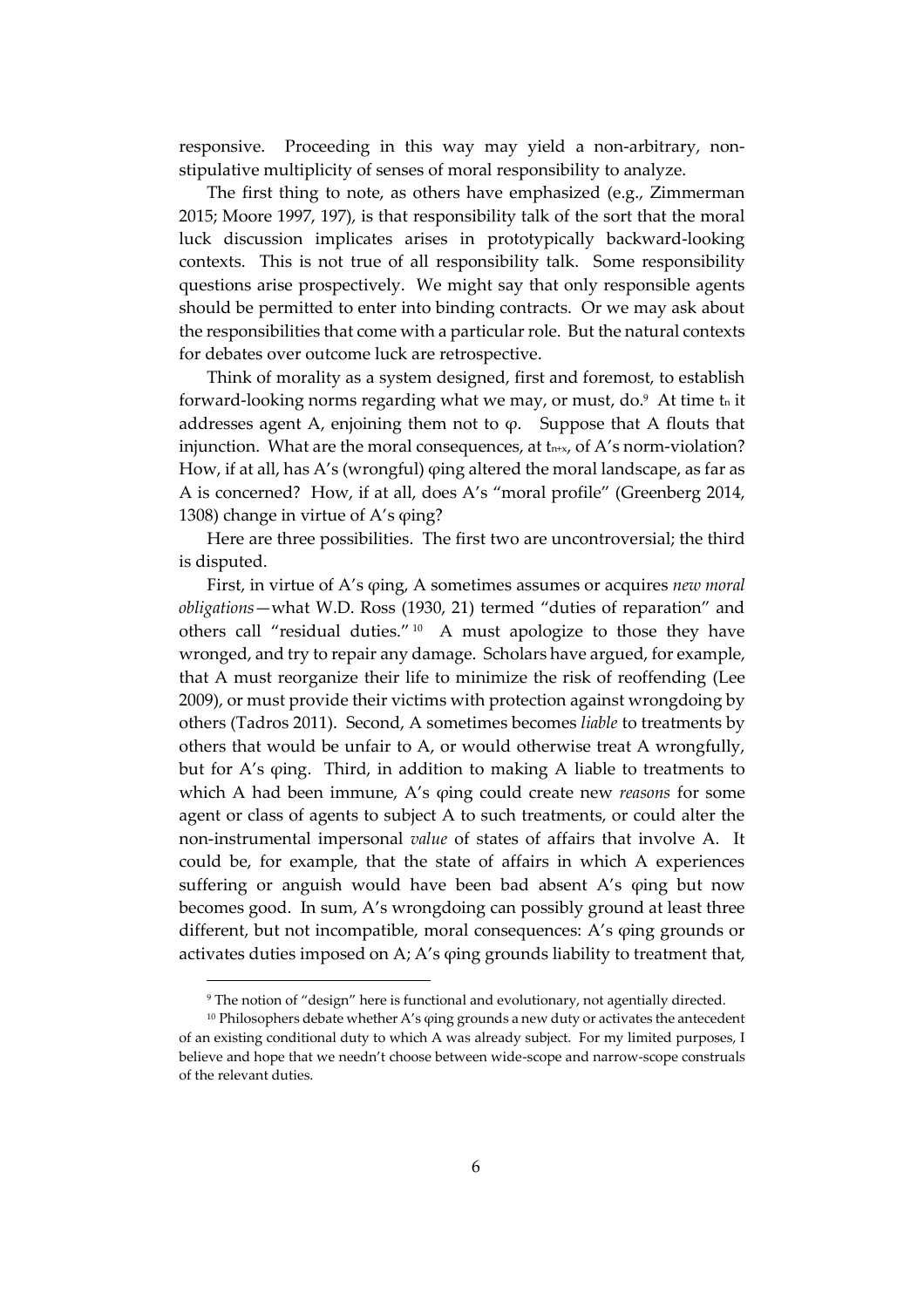responsive. Proceeding in this way may yield a non-arbitrary, non-stipulative multiplicity of senses of moral responsibility to analyze.

The first thing to note, as others have emphasized (e.g., Zimmerman 2015; Moore 1997, 197), is that responsibility talk of the sort that the moral luck discussion implicates arises in prototypically backward-looking contexts. This is not true of all responsibility talk. Some responsibility questions arise prospectively. We might say that only responsible agents should be permitted to enter into binding contracts. Or we may ask about the responsibilities that come with a particular role. But the natural contexts for debates over outcome luck are retrospective.

Think of morality as a system designed, first and foremost, to establish forward-looking norms regarding what we may, or must, do.[9] At time $t_n$ it addresses agent A, enjoining them not to φ. Suppose that A flouts that injunction. What are the moral consequences, at $t_{n+x}$, of A's norm-violation? How, if at all, has A's (wrongful) φing altered the moral landscape, as far as A is concerned? How, if at all, does A's "moral profile" (Greenberg 2014, 1308) change in virtue of A's φing?

Here are three possibilities. The first two are uncontroversial; the third is disputed.

First, in virtue of A's φing, A sometimes assumes or acquires *new moral obligations*—what W.D. Ross (1930, 21) termed "duties of reparation" and others call "residual duties."[10] A must apologize to those they have wronged, and try to repair any damage. Scholars have argued, for example, that A must reorganize their life to minimize the risk of reoffending (Lee 2009), or must provide their victims with protection against wrongdoing by others (Tadros 2011). Second, A sometimes becomes *liable* to treatments by others that would be unfair to A, or would otherwise treat A wrongfully, but for A's φing. Third, in addition to making A liable to treatments to which A had been immune, A's φing could create new *reasons* for some agent or class of agents to subject A to such treatments, or could alter the non-instrumental impersonal *value* of states of affairs that involve A. It could be, for example, that the state of affairs in which A experiences suffering or anguish would have been bad absent A's φing but now becomes good. In sum, A's wrongdoing can possibly ground at least three different, but not incompatible, moral consequences: A's φing grounds or activates duties imposed on A; A's φing grounds liability to treatment that,

[9] The notion of "design" here is functional and evolutionary, not agentially directed.

[10] Philosophers debate whether A's φing grounds a new duty or activates the antecedent of an existing conditional duty to which A was already subject. For my limited purposes, I believe and hope that we needn't choose between wide-scope and narrow-scope construals of the relevant duties.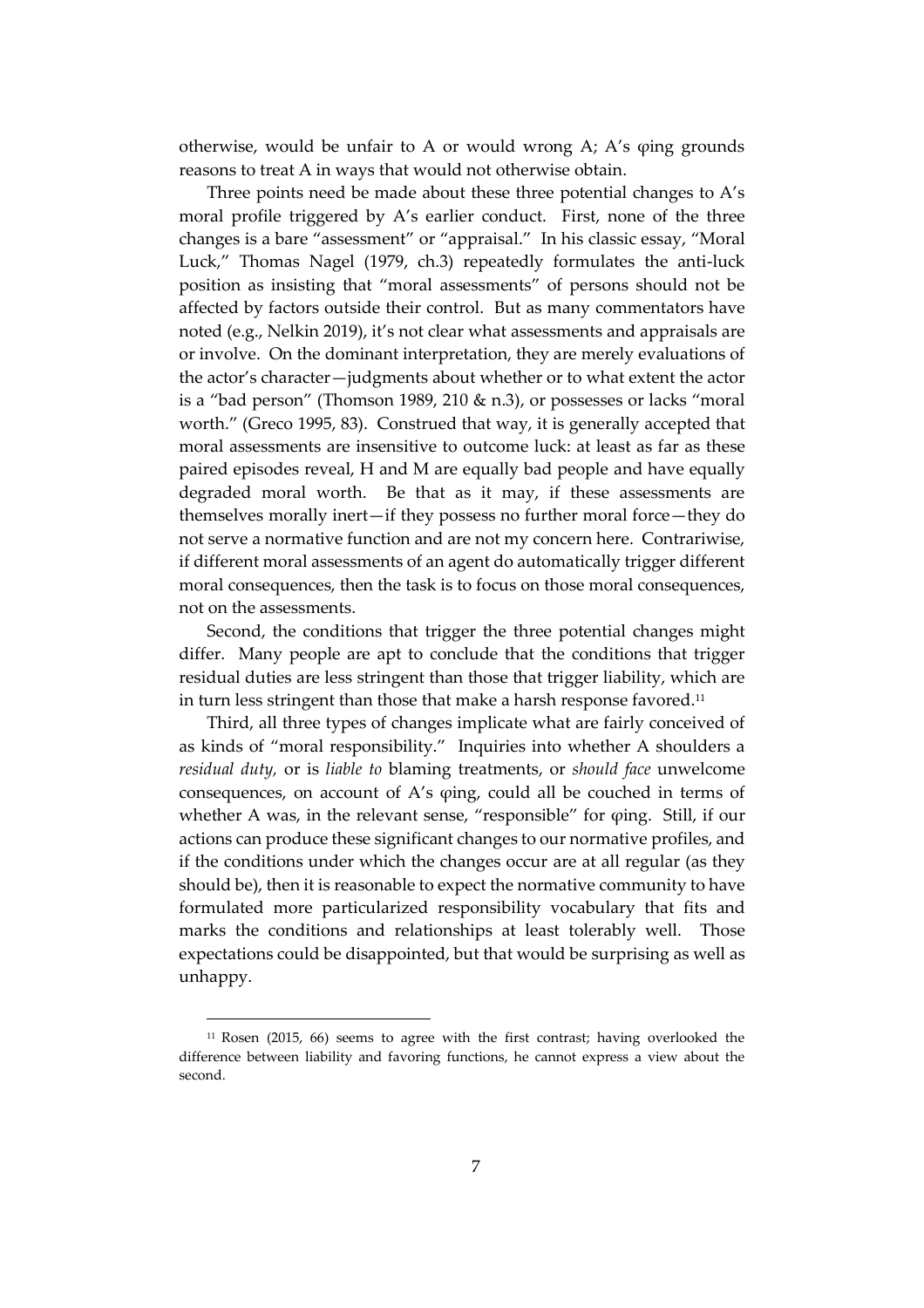otherwise, would be unfair to A or would wrong A; A's φing grounds reasons to treat A in ways that would not otherwise obtain.

Three points need be made about these three potential changes to A's moral profile triggered by A's earlier conduct. First, none of the three changes is a bare "assessment" or "appraisal." In his classic essay, "Moral Luck," Thomas Nagel (1979, ch.3) repeatedly formulates the anti-luck position as insisting that "moral assessments" of persons should not be affected by factors outside their control. But as many commentators have noted (e.g., Nelkin 2019), it's not clear what assessments and appraisals are or involve. On the dominant interpretation, they are merely evaluations of the actor's character—judgments about whether or to what extent the actor is a "bad person" (Thomson 1989, 210 & n.3), or possesses or lacks "moral worth." (Greco 1995, 83). Construed that way, it is generally accepted that moral assessments are insensitive to outcome luck: at least as far as these paired episodes reveal, H and M are equally bad people and have equally degraded moral worth. Be that as it may, if these assessments are themselves morally inert—if they possess no further moral force—they do not serve a normative function and are not my concern here. Contrariwise, if different moral assessments of an agent do automatically trigger different moral consequences, then the task is to focus on those moral consequences, not on the assessments.

Second, the conditions that trigger the three potential changes might differ. Many people are apt to conclude that the conditions that trigger residual duties are less stringent than those that trigger liability, which are in turn less stringent than those that make a harsh response favored.[11]

Third, all three types of changes implicate what are fairly conceived of as kinds of "moral responsibility." Inquiries into whether A shoulders a *residual duty,* or is *liable to* blaming treatments, or *should face* unwelcome consequences, on account of A's φing, could all be couched in terms of whether A was, in the relevant sense, "responsible" for φing. Still, if our actions can produce these significant changes to our normative profiles, and if the conditions under which the changes occur are at all regular (as they should be), then it is reasonable to expect the normative community to have formulated more particularized responsibility vocabulary that fits and marks the conditions and relationships at least tolerably well. Those expectations could be disappointed, but that would be surprising as well as unhappy.

[11] Rosen (2015, 66) seems to agree with the first contrast; having overlooked the difference between liability and favoring functions, he cannot express a view about the second.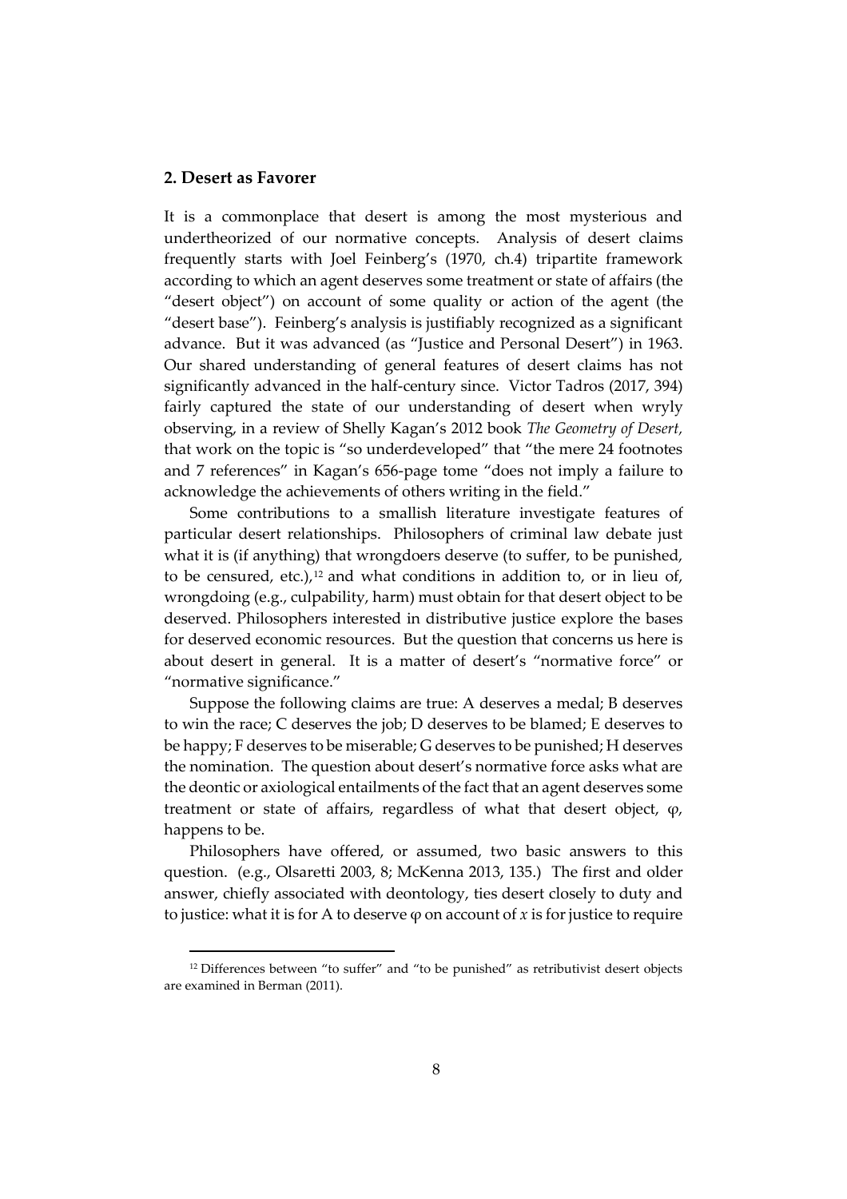## 2. Desert as Favorer

It is a commonplace that desert is among the most mysterious and undertheorized of our normative concepts. Analysis of desert claims frequently starts with Joel Feinberg's (1970, ch.4) tripartite framework according to which an agent deserves some treatment or state of affairs (the "desert object") on account of some quality or action of the agent (the "desert base"). Feinberg's analysis is justifiably recognized as a significant advance. But it was advanced (as "Justice and Personal Desert") in 1963. Our shared understanding of general features of desert claims has not significantly advanced in the half-century since. Victor Tadros (2017, 394) fairly captured the state of our understanding of desert when wryly observing, in a review of Shelly Kagan's 2012 book *The Geometry of Desert,* that work on the topic is "so underdeveloped" that "the mere 24 footnotes and 7 references" in Kagan's 656-page tome "does not imply a failure to acknowledge the achievements of others writing in the field."

Some contributions to a smallish literature investigate features of particular desert relationships. Philosophers of criminal law debate just what it is (if anything) that wrongdoers deserve (to suffer, to be punished, to be censured, etc.),[12] and what conditions in addition to, or in lieu of, wrongdoing (e.g., culpability, harm) must obtain for that desert object to be deserved. Philosophers interested in distributive justice explore the bases for deserved economic resources. But the question that concerns us here is about desert in general. It is a matter of desert's "normative force" or "normative significance."

Suppose the following claims are true: A deserves a medal; B deserves to win the race; C deserves the job; D deserves to be blamed; E deserves to be happy; F deserves to be miserable; G deserves to be punished; H deserves the nomination. The question about desert's normative force asks what are the deontic or axiological entailments of the fact that an agent deserves some treatment or state of affairs, regardless of what that desert object, φ, happens to be.

Philosophers have offered, or assumed, two basic answers to this question. (e.g., Olsaretti 2003, 8; McKenna 2013, 135.) The first and older answer, chiefly associated with deontology, ties desert closely to duty and to justice: what it is for A to deserve φ on account of *x* is for justice to require

[12] Differences between "to suffer" and "to be punished" as retributivist desert objects are examined in Berman (2011).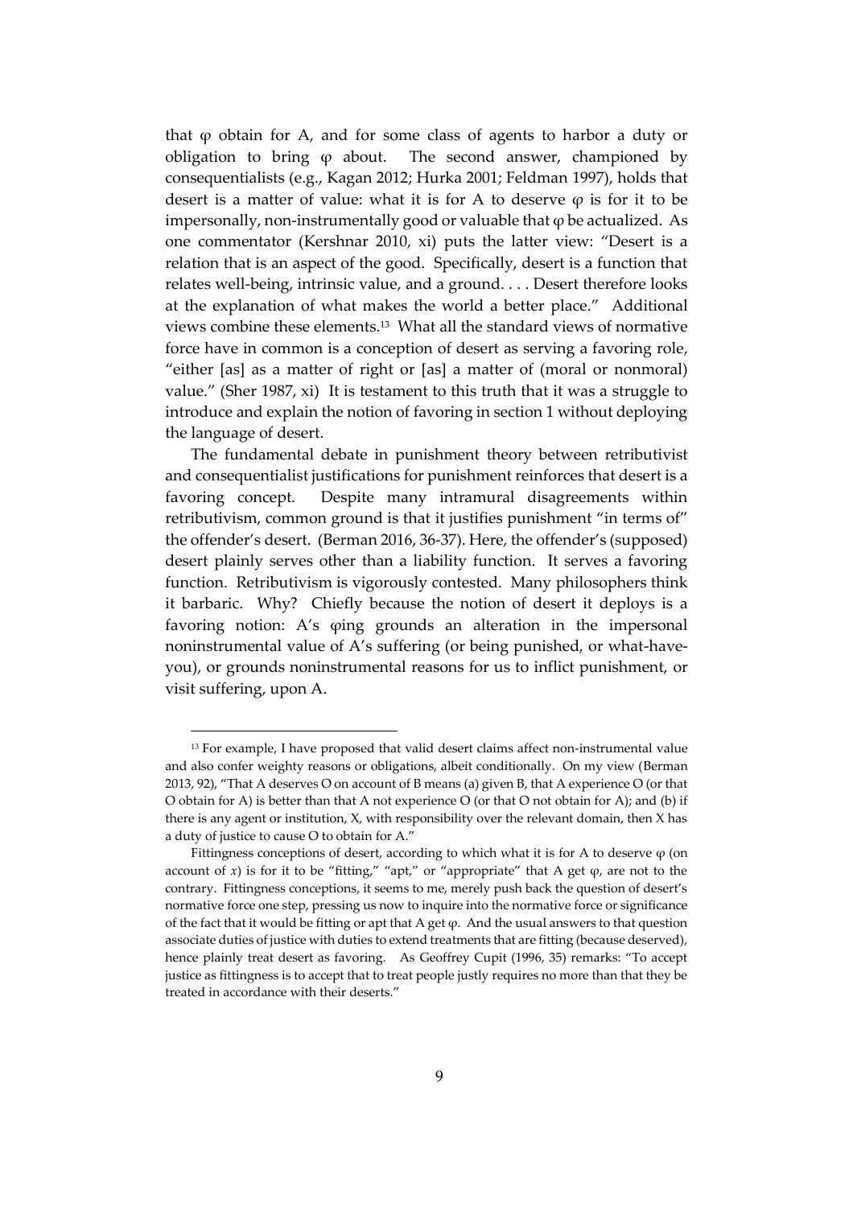that φ obtain for A, and for some class of agents to harbor a duty or obligation to bring φ about. The second answer, championed by consequentialists (e.g., Kagan 2012; Hurka 2001; Feldman 1997), holds that desert is a matter of value: what it is for A to deserve φ is for it to be impersonally, non-instrumentally good or valuable that φ be actualized. As one commentator (Kershnar 2010, xi) puts the latter view: "Desert is a relation that is an aspect of the good. Specifically, desert is a function that relates well-being, intrinsic value, and a ground. . . . Desert therefore looks at the explanation of what makes the world a better place." Additional views combine these elements.[13] What all the standard views of normative force have in common is a conception of desert as serving a favoring role, "either [as] as a matter of right or [as] a matter of (moral or nonmoral) value." (Sher 1987, xi) It is testament to this truth that it was a struggle to introduce and explain the notion of favoring in section 1 without deploying the language of desert.

The fundamental debate in punishment theory between retributivist and consequentialist justifications for punishment reinforces that desert is a favoring concept. Despite many intramural disagreements within retributivism, common ground is that it justifies punishment "in terms of" the offender's desert. (Berman 2016, 36-37). Here, the offender's (supposed) desert plainly serves other than a liability function. It serves a favoring function. Retributivism is vigorously contested. Many philosophers think it barbaric. Why? Chiefly because the notion of desert it deploys is a favoring notion: A's φing grounds an alteration in the impersonal noninstrumental value of A's suffering (or being punished, or what-have-you), or grounds noninstrumental reasons for us to inflict punishment, or visit suffering, upon A.

---

[13] For example, I have proposed that valid desert claims affect non-instrumental value and also confer weighty reasons or obligations, albeit conditionally. On my view (Berman 2013, 92), "That A deserves O on account of B means (a) given B, that A experience O (or that O obtain for A) is better than that A not experience O (or that O not obtain for A); and (b) if there is any agent or institution, X, with responsibility over the relevant domain, then X has a duty of justice to cause O to obtain for A."

Fittingness conceptions of desert, according to which what it is for A to deserve φ (on account of *x*) is for it to be "fitting," "apt," or "appropriate" that A get φ, are not to the contrary. Fittingness conceptions, it seems to me, merely push back the question of desert's normative force one step, pressing us now to inquire into the normative force or significance of the fact that it would be fitting or apt that A get φ. And the usual answers to that question associate duties of justice with duties to extend treatments that are fitting (because deserved), hence plainly treat desert as favoring. As Geoffrey Cupit (1996, 35) remarks: "To accept justice as fittingness is to accept that to treat people justly requires no more than that they be treated in accordance with their deserts."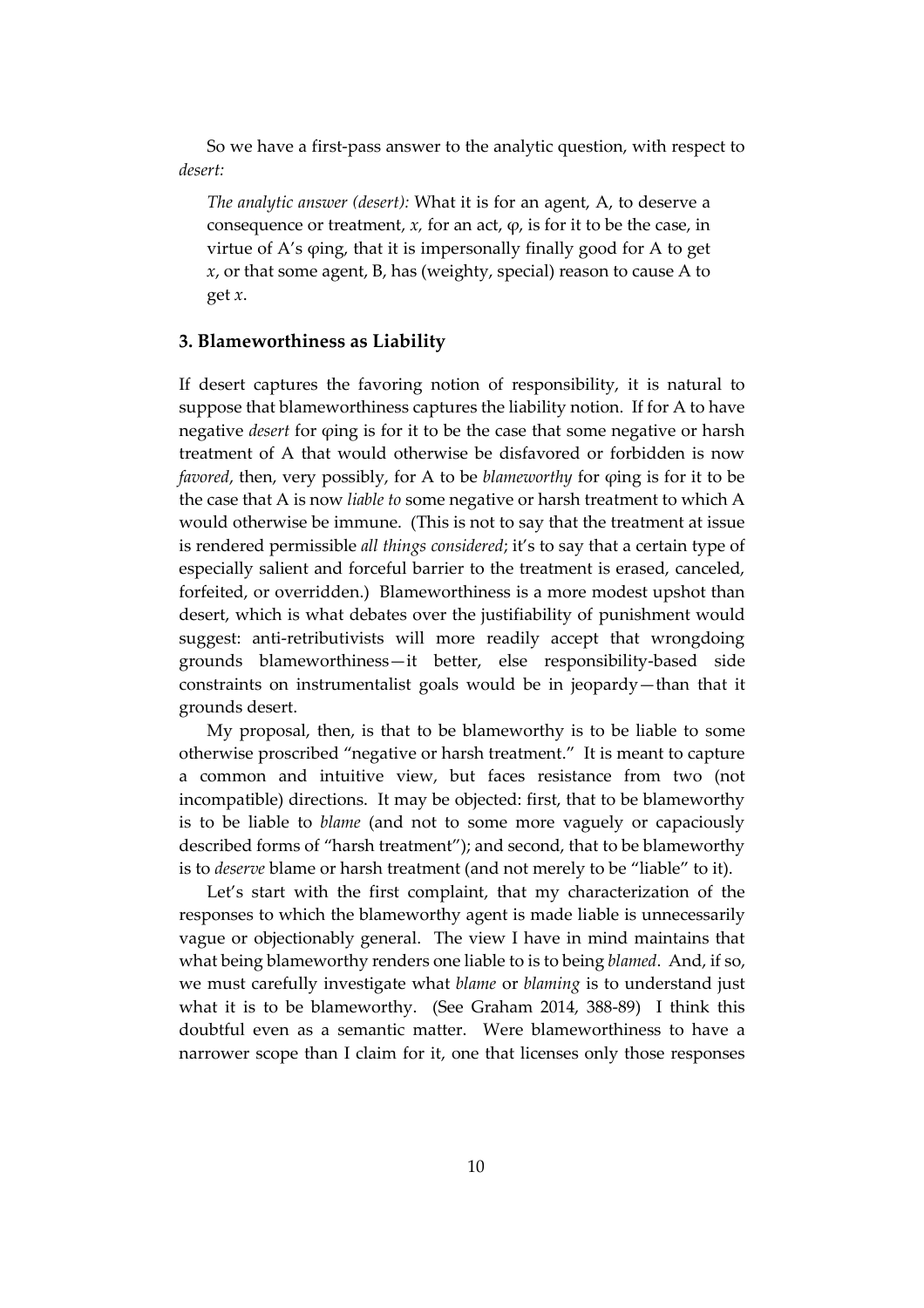So we have a first-pass answer to the analytic question, with respect to *desert:*

> *The analytic answer (desert):* What it is for an agent, A, to deserve a consequence or treatment, *x,* for an act, φ, is for it to be the case, in virtue of A's φing, that it is impersonally finally good for A to get *x*, or that some agent, B, has (weighty, special) reason to cause A to get *x*.

### 3. Blameworthiness as Liability

If desert captures the favoring notion of responsibility, it is natural to suppose that blameworthiness captures the liability notion. If for A to have negative *desert* for φing is for it to be the case that some negative or harsh treatment of A that would otherwise be disfavored or forbidden is now *favored*, then, very possibly, for A to be *blameworthy* for φing is for it to be the case that A is now *liable to* some negative or harsh treatment to which A would otherwise be immune. (This is not to say that the treatment at issue is rendered permissible *all things considered*; it's to say that a certain type of especially salient and forceful barrier to the treatment is erased, canceled, forfeited, or overridden.) Blameworthiness is a more modest upshot than desert, which is what debates over the justifiability of punishment would suggest: anti-retributivists will more readily accept that wrongdoing grounds blameworthiness—it better, else responsibility-based side constraints on instrumentalist goals would be in jeopardy—than that it grounds desert.

My proposal, then, is that to be blameworthy is to be liable to some otherwise proscribed "negative or harsh treatment." It is meant to capture a common and intuitive view, but faces resistance from two (not incompatible) directions. It may be objected: first, that to be blameworthy is to be liable to *blame* (and not to some more vaguely or capaciously described forms of "harsh treatment"); and second, that to be blameworthy is to *deserve* blame or harsh treatment (and not merely to be "liable" to it).

Let's start with the first complaint, that my characterization of the responses to which the blameworthy agent is made liable is unnecessarily vague or objectionably general. The view I have in mind maintains that what being blameworthy renders one liable to is to being *blamed*. And, if so, we must carefully investigate what *blame* or *blaming* is to understand just what it is to be blameworthy. (See Graham 2014, 388-89) I think this doubtful even as a semantic matter. Were blameworthiness to have a narrower scope than I claim for it, one that licenses only those responses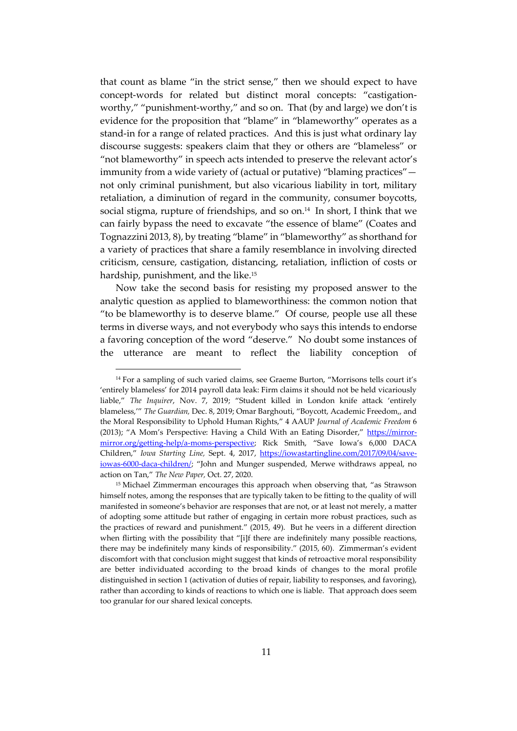that count as blame "in the strict sense," then we should expect to have concept-words for related but distinct moral concepts: "castigation-worthy," "punishment-worthy," and so on. That (by and large) we don't is evidence for the proposition that "blame" in "blameworthy" operates as a stand-in for a range of related practices. And this is just what ordinary lay discourse suggests: speakers claim that they or others are "blameless" or "not blameworthy" in speech acts intended to preserve the relevant actor's immunity from a wide variety of (actual or putative) "blaming practices"—not only criminal punishment, but also vicarious liability in tort, military retaliation, a diminution of regard in the community, consumer boycotts, social stigma, rupture of friendships, and so on.[14] In short, I think that we can fairly bypass the need to excavate "the essence of blame" (Coates and Tognazzini 2013, 8), by treating "blame" in "blameworthy" as shorthand for a variety of practices that share a family resemblance in involving directed criticism, censure, castigation, distancing, retaliation, infliction of costs or hardship, punishment, and the like.[15]

Now take the second basis for resisting my proposed answer to the analytic question as applied to blameworthiness: the common notion that "to be blameworthy is to deserve blame." Of course, people use all these terms in diverse ways, and not everybody who says this intends to endorse a favoring conception of the word "deserve." No doubt some instances of the utterance are meant to reflect the liability conception of

---

[14] For a sampling of such varied claims, see Graeme Burton, "Morrisons tells court it's 'entirely blameless' for 2014 payroll data leak: Firm claims it should not be held vicariously liable," *The Inquirer*, Nov. 7, 2019; "Student killed in London knife attack 'entirely blameless,'" *The Guardian,* Dec. 8, 2019; Omar Barghouti, "Boycott, Academic Freedom,, and the Moral Responsibility to Uphold Human Rights," 4 AAUP *Journal of Academic Freedom* 6 (2013); "A Mom's Perspective: Having a Child With an Eating Disorder," https://mirror-mirror.org/getting-help/a-moms-perspective; Rick Smith, "Save Iowa's 6,000 DACA Children," *Iowa Starting Line,* Sept. 4, 2017, https://iowastartingline.com/2017/09/04/save-iowas-6000-daca-children/; "John and Munger suspended, Merwe withdraws appeal, no action on Tan," *The New Paper,* Oct. 27, 2020.

[15] Michael Zimmerman encourages this approach when observing that, "as Strawson himself notes, among the responses that are typically taken to be fitting to the quality of will manifested in someone's behavior are responses that are not, or at least not merely, a matter of adopting some attitude but rather of engaging in certain more robust practices, such as the practices of reward and punishment." (2015, 49). But he veers in a different direction when flirting with the possibility that "[i]f there are indefinitely many possible reactions, there may be indefinitely many kinds of responsibility." (2015, 60). Zimmerman's evident discomfort with that conclusion might suggest that kinds of retroactive moral responsibility are better individuated according to the broad kinds of changes to the moral profile distinguished in section 1 (activation of duties of repair, liability to responses, and favoring), rather than according to kinds of reactions to which one is liable. That approach does seem too granular for our shared lexical concepts.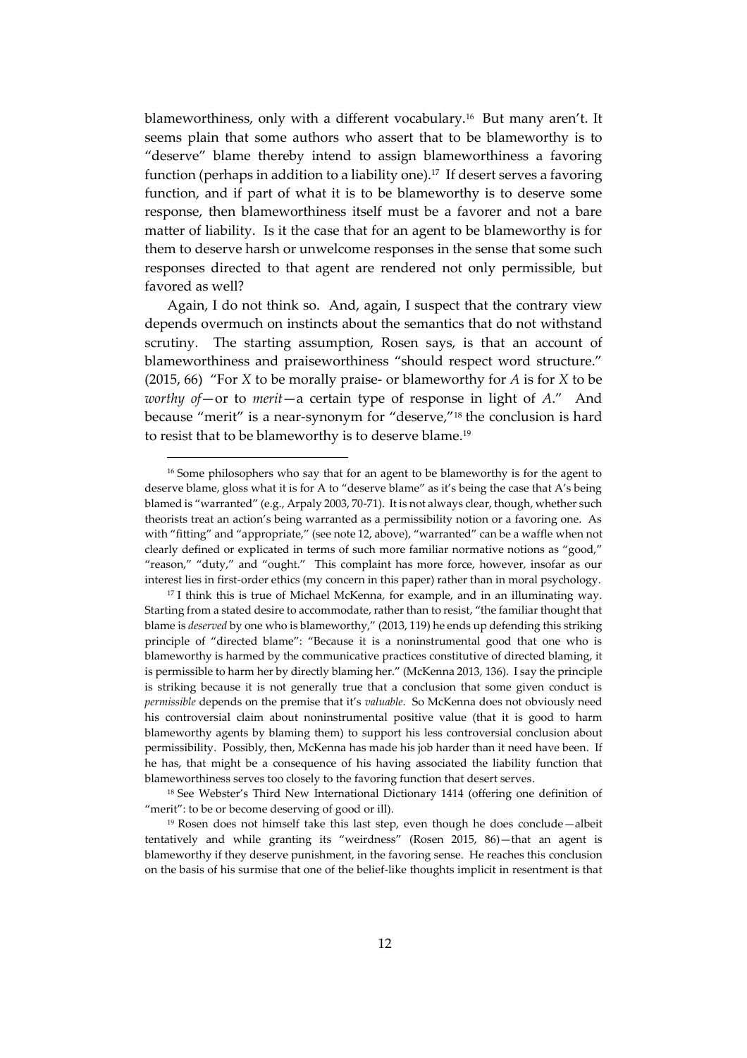blameworthiness, only with a different vocabulary.[16] But many aren't. It seems plain that some authors who assert that to be blameworthy is to "deserve" blame thereby intend to assign blameworthiness a favoring function (perhaps in addition to a liability one).[17] If desert serves a favoring function, and if part of what it is to be blameworthy is to deserve some response, then blameworthiness itself must be a favorer and not a bare matter of liability. Is it the case that for an agent to be blameworthy is for them to deserve harsh or unwelcome responses in the sense that some such responses directed to that agent are rendered not only permissible, but favored as well?

Again, I do not think so. And, again, I suspect that the contrary view depends overmuch on instincts about the semantics that do not withstand scrutiny. The starting assumption, Rosen says, is that an account of blameworthiness and praiseworthiness "should respect word structure." (2015, 66) "For *X* to be morally praise- or blameworthy for *A* is for *X* to be *worthy of*—or to *merit*—a certain type of response in light of *A*." And because "merit" is a near-synonym for "deserve,"[18] the conclusion is hard to resist that to be blameworthy is to deserve blame.[19]

[16] Some philosophers who say that for an agent to be blameworthy is for the agent to deserve blame, gloss what it is for A to "deserve blame" as it's being the case that A's being blamed is "warranted" (e.g., Arpaly 2003, 70-71). It is not always clear, though, whether such theorists treat an action's being warranted as a permissibility notion or a favoring one. As with "fitting" and "appropriate," (see note 12, above), "warranted" can be a waffle when not clearly defined or explicated in terms of such more familiar normative notions as "good," "reason," "duty," and "ought." This complaint has more force, however, insofar as our interest lies in first-order ethics (my concern in this paper) rather than in moral psychology.

[17] I think this is true of Michael McKenna, for example, and in an illuminating way. Starting from a stated desire to accommodate, rather than to resist, "the familiar thought that blame is *deserved* by one who is blameworthy," (2013, 119) he ends up defending this striking principle of "directed blame": "Because it is a noninstrumental good that one who is blameworthy is harmed by the communicative practices constitutive of directed blaming, it is permissible to harm her by directly blaming her." (McKenna 2013, 136). I say the principle is striking because it is not generally true that a conclusion that some given conduct is *permissible* depends on the premise that it's *valuable*. So McKenna does not obviously need his controversial claim about noninstrumental positive value (that it is good to harm blameworthy agents by blaming them) to support his less controversial conclusion about permissibility. Possibly, then, McKenna has made his job harder than it need have been. If he has, that might be a consequence of his having associated the liability function that blameworthiness serves too closely to the favoring function that desert serves.

[18] See Webster's Third New International Dictionary 1414 (offering one definition of "merit": to be or become deserving of good or ill).

[19] Rosen does not himself take this last step, even though he does conclude—albeit tentatively and while granting its "weirdness" (Rosen 2015, 86)—that an agent is blameworthy if they deserve punishment, in the favoring sense. He reaches this conclusion on the basis of his surmise that one of the belief-like thoughts implicit in resentment is that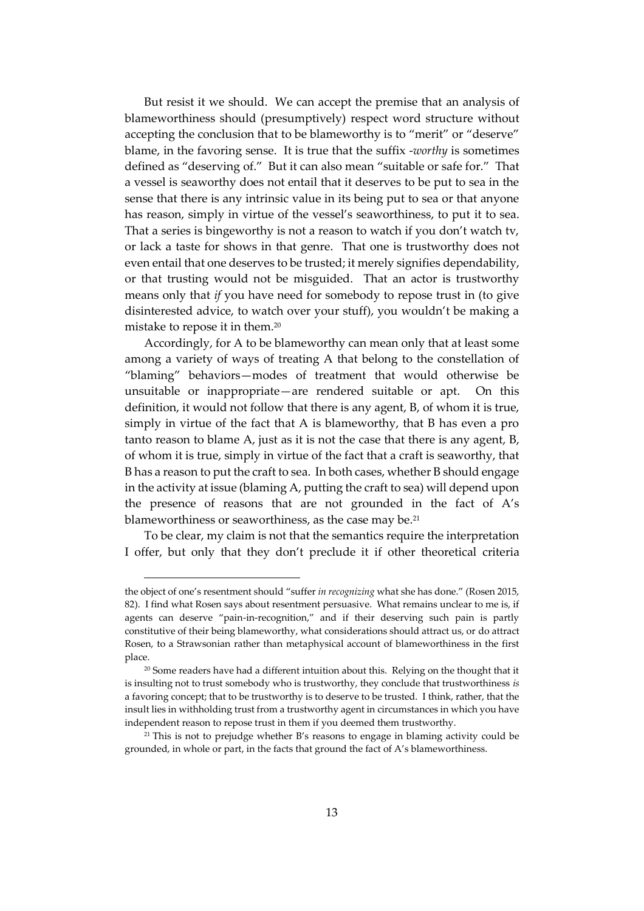But resist it we should. We can accept the premise that an analysis of blameworthiness should (presumptively) respect word structure without accepting the conclusion that to be blameworthy is to "merit" or "deserve" blame, in the favoring sense. It is true that the suffix *-worthy* is sometimes defined as "deserving of." But it can also mean "suitable or safe for." That a vessel is seaworthy does not entail that it deserves to be put to sea in the sense that there is any intrinsic value in its being put to sea or that anyone has reason, simply in virtue of the vessel's seaworthiness, to put it to sea. That a series is bingeworthy is not a reason to watch if you don't watch tv, or lack a taste for shows in that genre. That one is trustworthy does not even entail that one deserves to be trusted; it merely signifies dependability, or that trusting would not be misguided. That an actor is trustworthy means only that *if* you have need for somebody to repose trust in (to give disinterested advice, to watch over your stuff), you wouldn't be making a mistake to repose it in them.[20]

Accordingly, for A to be blameworthy can mean only that at least some among a variety of ways of treating A that belong to the constellation of "blaming" behaviors—modes of treatment that would otherwise be unsuitable or inappropriate—are rendered suitable or apt. On this definition, it would not follow that there is any agent, B, of whom it is true, simply in virtue of the fact that A is blameworthy, that B has even a pro tanto reason to blame A, just as it is not the case that there is any agent, B, of whom it is true, simply in virtue of the fact that a craft is seaworthy, that B has a reason to put the craft to sea. In both cases, whether B should engage in the activity at issue (blaming A, putting the craft to sea) will depend upon the presence of reasons that are not grounded in the fact of A's blameworthiness or seaworthiness, as the case may be.[21]

To be clear, my claim is not that the semantics require the interpretation I offer, but only that they don't preclude it if other theoretical criteria

---

the object of one's resentment should "suffer *in recognizing* what she has done." (Rosen 2015, 82). I find what Rosen says about resentment persuasive. What remains unclear to me is, if agents can deserve "pain-in-recognition," and if their deserving such pain is partly constitutive of their being blameworthy, what considerations should attract us, or do attract Rosen, to a Strawsonian rather than metaphysical account of blameworthiness in the first place.

[20] Some readers have had a different intuition about this. Relying on the thought that it is insulting not to trust somebody who is trustworthy, they conclude that trustworthiness *is* a favoring concept; that to be trustworthy is to deserve to be trusted. I think, rather, that the insult lies in withholding trust from a trustworthy agent in circumstances in which you have independent reason to repose trust in them if you deemed them trustworthy.

[21] This is not to prejudge whether B's reasons to engage in blaming activity could be grounded, in whole or part, in the facts that ground the fact of A's blameworthiness.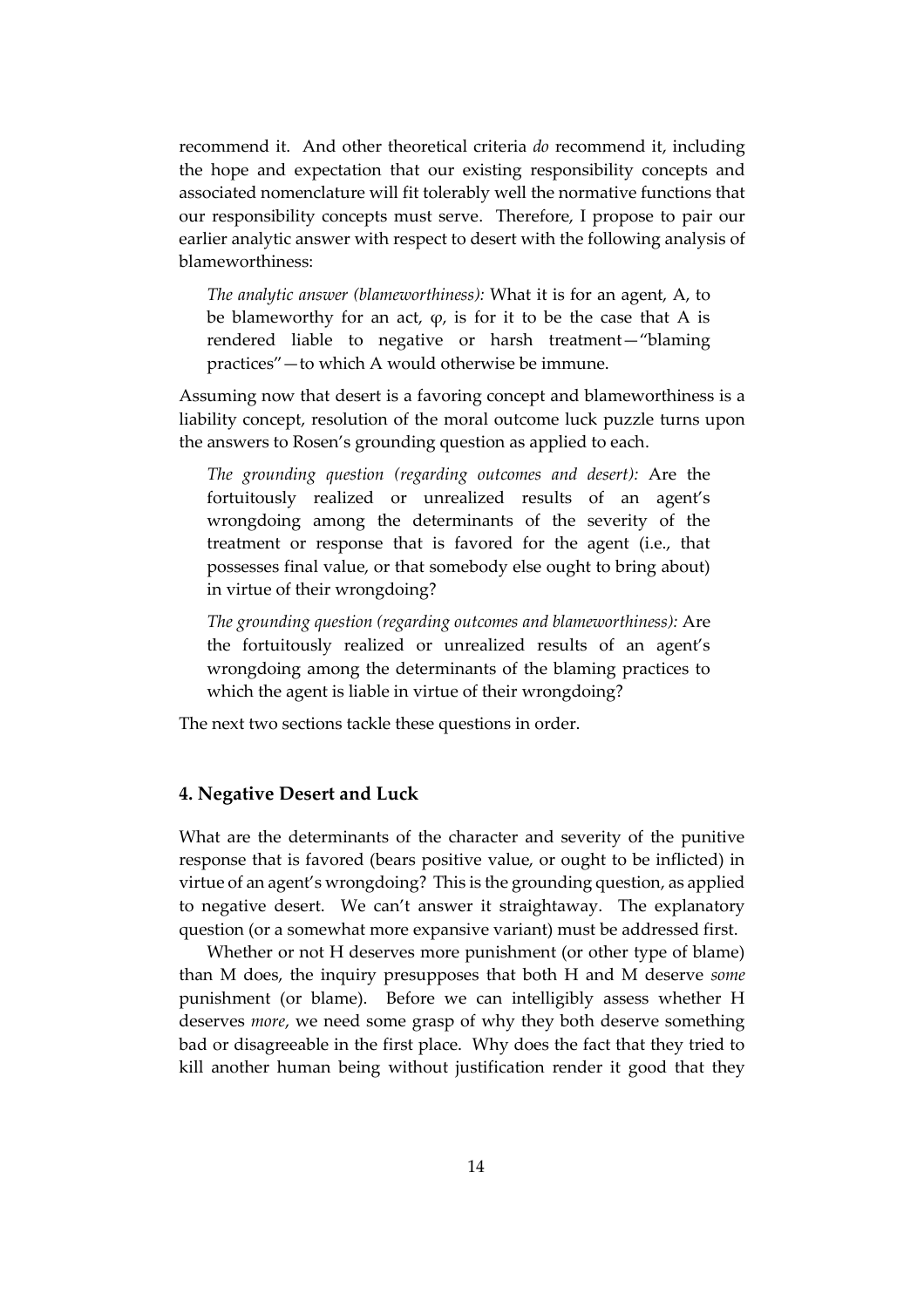recommend it. And other theoretical criteria *do* recommend it, including the hope and expectation that our existing responsibility concepts and associated nomenclature will fit tolerably well the normative functions that our responsibility concepts must serve. Therefore, I propose to pair our earlier analytic answer with respect to desert with the following analysis of blameworthiness:

> *The analytic answer (blameworthiness):* What it is for an agent, A, to be blameworthy for an act, φ, is for it to be the case that A is rendered liable to negative or harsh treatment—"blaming practices"—to which A would otherwise be immune.

Assuming now that desert is a favoring concept and blameworthiness is a liability concept, resolution of the moral outcome luck puzzle turns upon the answers to Rosen's grounding question as applied to each.

> *The grounding question (regarding outcomes and desert):* Are the fortuitously realized or unrealized results of an agent's wrongdoing among the determinants of the severity of the treatment or response that is favored for the agent (i.e., that possesses final value, or that somebody else ought to bring about) in virtue of their wrongdoing?

> *The grounding question (regarding outcomes and blameworthiness):* Are the fortuitously realized or unrealized results of an agent's wrongdoing among the determinants of the blaming practices to which the agent is liable in virtue of their wrongdoing?

The next two sections tackle these questions in order.

## 4. Negative Desert and Luck

What are the determinants of the character and severity of the punitive response that is favored (bears positive value, or ought to be inflicted) in virtue of an agent's wrongdoing? This is the grounding question, as applied to negative desert. We can't answer it straightaway. The explanatory question (or a somewhat more expansive variant) must be addressed first.

Whether or not H deserves more punishment (or other type of blame) than M does, the inquiry presupposes that both H and M deserve *some* punishment (or blame). Before we can intelligibly assess whether H deserves *more*, we need some grasp of why they both deserve something bad or disagreeable in the first place. Why does the fact that they tried to kill another human being without justification render it good that they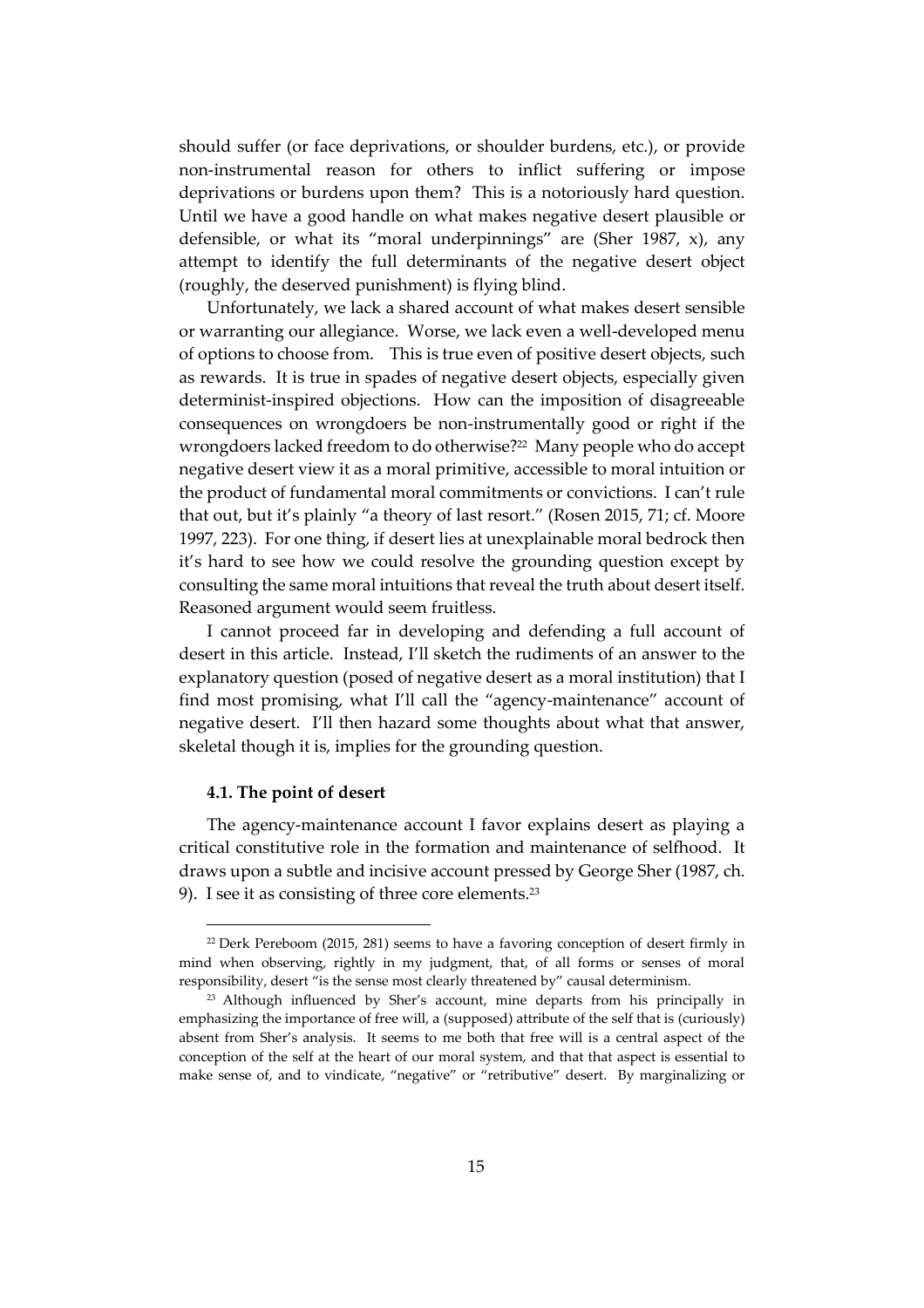should suffer (or face deprivations, or shoulder burdens, etc.), or provide non-instrumental reason for others to inflict suffering or impose deprivations or burdens upon them? This is a notoriously hard question. Until we have a good handle on what makes negative desert plausible or defensible, or what its "moral underpinnings" are (Sher 1987, x), any attempt to identify the full determinants of the negative desert object (roughly, the deserved punishment) is flying blind.

Unfortunately, we lack a shared account of what makes desert sensible or warranting our allegiance. Worse, we lack even a well-developed menu of options to choose from. This is true even of positive desert objects, such as rewards. It is true in spades of negative desert objects, especially given determinist-inspired objections. How can the imposition of disagreeable consequences on wrongdoers be non-instrumentally good or right if the wrongdoers lacked freedom to do otherwise?[22] Many people who do accept negative desert view it as a moral primitive, accessible to moral intuition or the product of fundamental moral commitments or convictions. I can't rule that out, but it's plainly "a theory of last resort." (Rosen 2015, 71; cf. Moore 1997, 223). For one thing, if desert lies at unexplainable moral bedrock then it's hard to see how we could resolve the grounding question except by consulting the same moral intuitions that reveal the truth about desert itself. Reasoned argument would seem fruitless.

I cannot proceed far in developing and defending a full account of desert in this article. Instead, I'll sketch the rudiments of an answer to the explanatory question (posed of negative desert as a moral institution) that I find most promising, what I'll call the "agency-maintenance" account of negative desert. I'll then hazard some thoughts about what that answer, skeletal though it is, implies for the grounding question.

### 4.1. The point of desert

The agency-maintenance account I favor explains desert as playing a critical constitutive role in the formation and maintenance of selfhood. It draws upon a subtle and incisive account pressed by George Sher (1987, ch. 9). I see it as consisting of three core elements.[23]

[22] Derk Pereboom (2015, 281) seems to have a favoring conception of desert firmly in mind when observing, rightly in my judgment, that, of all forms or senses of moral responsibility, desert "is the sense most clearly threatened by" causal determinism.

[23] Although influenced by Sher's account, mine departs from his principally in emphasizing the importance of free will, a (supposed) attribute of the self that is (curiously) absent from Sher's analysis. It seems to me both that free will is a central aspect of the conception of the self at the heart of our moral system, and that that aspect is essential to make sense of, and to vindicate, "negative" or "retributive" desert. By marginalizing or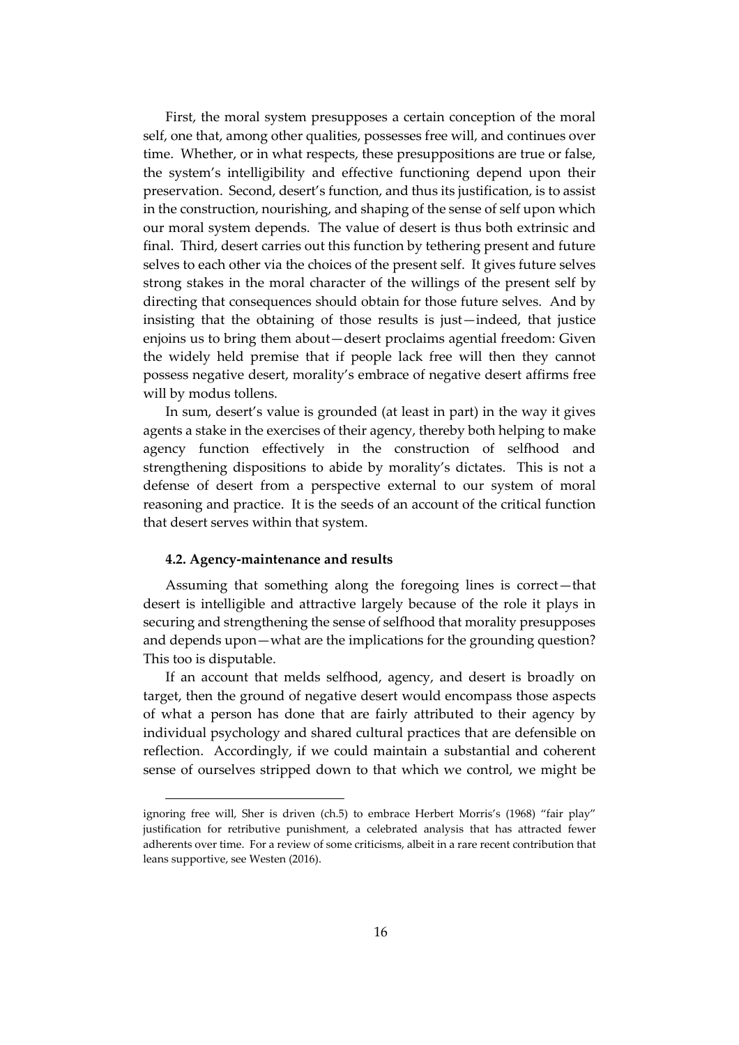First, the moral system presupposes a certain conception of the moral self, one that, among other qualities, possesses free will, and continues over time. Whether, or in what respects, these presuppositions are true or false, the system's intelligibility and effective functioning depend upon their preservation. Second, desert's function, and thus its justification, is to assist in the construction, nourishing, and shaping of the sense of self upon which our moral system depends. The value of desert is thus both extrinsic and final. Third, desert carries out this function by tethering present and future selves to each other via the choices of the present self. It gives future selves strong stakes in the moral character of the willings of the present self by directing that consequences should obtain for those future selves. And by insisting that the obtaining of those results is just—indeed, that justice enjoins us to bring them about—desert proclaims agential freedom: Given the widely held premise that if people lack free will then they cannot possess negative desert, morality's embrace of negative desert affirms free will by modus tollens.

In sum, desert's value is grounded (at least in part) in the way it gives agents a stake in the exercises of their agency, thereby both helping to make agency function effectively in the construction of selfhood and strengthening dispositions to abide by morality's dictates. This is not a defense of desert from a perspective external to our system of moral reasoning and practice. It is the seeds of an account of the critical function that desert serves within that system.

#### 4.2. Agency-maintenance and results

Assuming that something along the foregoing lines is correct—that desert is intelligible and attractive largely because of the role it plays in securing and strengthening the sense of selfhood that morality presupposes and depends upon—what are the implications for the grounding question? This too is disputable.

If an account that melds selfhood, agency, and desert is broadly on target, then the ground of negative desert would encompass those aspects of what a person has done that are fairly attributed to their agency by individual psychology and shared cultural practices that are defensible on reflection. Accordingly, if we could maintain a substantial and coherent sense of ourselves stripped down to that which we control, we might be

---

ignoring free will, Sher is driven (ch.5) to embrace Herbert Morris's (1968) "fair play" justification for retributive punishment, a celebrated analysis that has attracted fewer adherents over time. For a review of some criticisms, albeit in a rare recent contribution that leans supportive, see Westen (2016).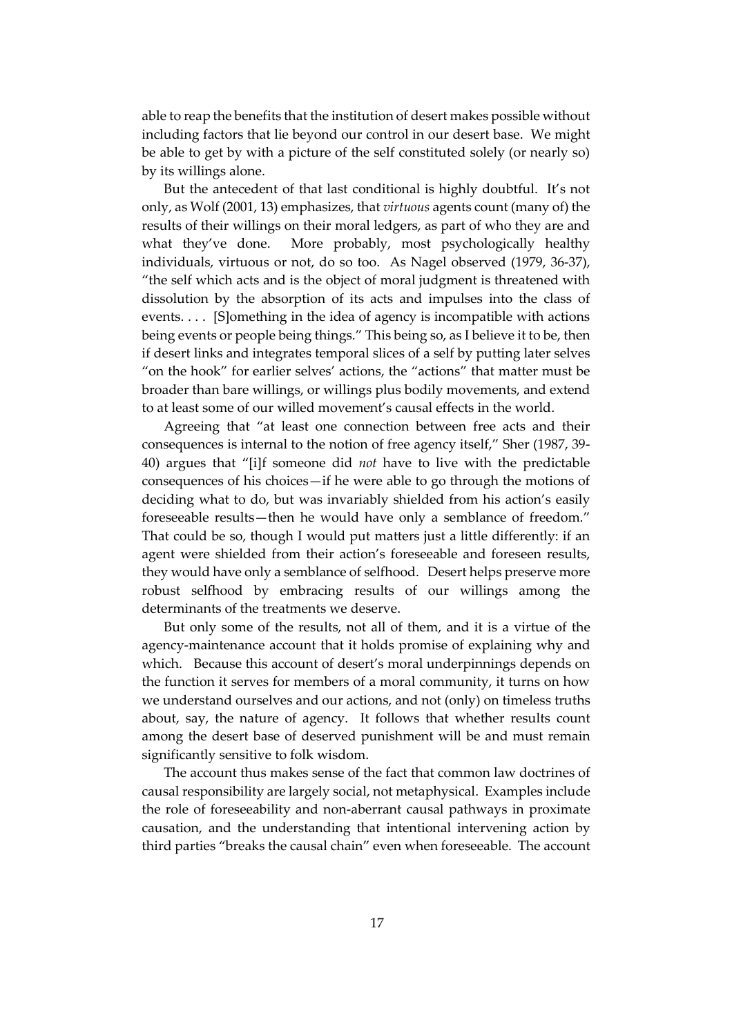able to reap the benefits that the institution of desert makes possible without including factors that lie beyond our control in our desert base. We might be able to get by with a picture of the self constituted solely (or nearly so) by its willings alone.

But the antecedent of that last conditional is highly doubtful. It's not only, as Wolf (2001, 13) emphasizes, that *virtuous* agents count (many of) the results of their willings on their moral ledgers, as part of who they are and what they've done. More probably, most psychologically healthy individuals, virtuous or not, do so too. As Nagel observed (1979, 36-37), "the self which acts and is the object of moral judgment is threatened with dissolution by the absorption of its acts and impulses into the class of events. . . . [S]omething in the idea of agency is incompatible with actions being events or people being things." This being so, as I believe it to be, then if desert links and integrates temporal slices of a self by putting later selves "on the hook" for earlier selves' actions, the "actions" that matter must be broader than bare willings, or willings plus bodily movements, and extend to at least some of our willed movement's causal effects in the world.

Agreeing that "at least one connection between free acts and their consequences is internal to the notion of free agency itself," Sher (1987, 39-40) argues that "[i]f someone did *not* have to live with the predictable consequences of his choices—if he were able to go through the motions of deciding what to do, but was invariably shielded from his action's easily foreseeable results—then he would have only a semblance of freedom." That could be so, though I would put matters just a little differently: if an agent were shielded from their action's foreseeable and foreseen results, they would have only a semblance of selfhood. Desert helps preserve more robust selfhood by embracing results of our willings among the determinants of the treatments we deserve.

But only some of the results, not all of them, and it is a virtue of the agency-maintenance account that it holds promise of explaining why and which. Because this account of desert's moral underpinnings depends on the function it serves for members of a moral community, it turns on how we understand ourselves and our actions, and not (only) on timeless truths about, say, the nature of agency. It follows that whether results count among the desert base of deserved punishment will be and must remain significantly sensitive to folk wisdom.

The account thus makes sense of the fact that common law doctrines of causal responsibility are largely social, not metaphysical. Examples include the role of foreseeability and non-aberrant causal pathways in proximate causation, and the understanding that intentional intervening action by third parties "breaks the causal chain" even when foreseeable. The account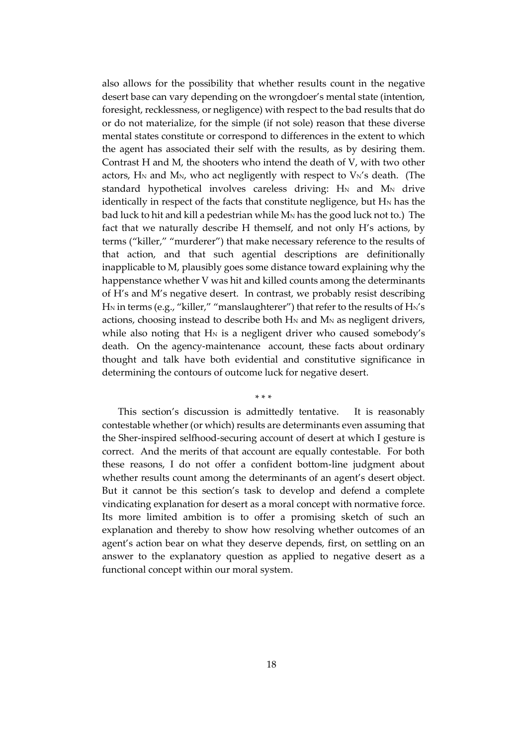also allows for the possibility that whether results count in the negative desert base can vary depending on the wrongdoer's mental state (intention, foresight, recklessness, or negligence) with respect to the bad results that do or do not materialize, for the simple (if not sole) reason that these diverse mental states constitute or correspond to differences in the extent to which the agent has associated their self with the results, as by desiring them. Contrast H and M, the shooters who intend the death of V, with two other actors, $H_N$ and $M_N$, who act negligently with respect to $V_N$'s death. (The standard hypothetical involves careless driving: $H_N$ and $M_N$ drive identically in respect of the facts that constitute negligence, but $H_N$ has the bad luck to hit and kill a pedestrian while $M_N$ has the good luck not to.) The fact that we naturally describe H themself, and not only H's actions, by terms ("killer," "murderer") that make necessary reference to the results of that action, and that such agential descriptions are definitionally inapplicable to M, plausibly goes some distance toward explaining why the happenstance whether V was hit and killed counts among the determinants of H's and M's negative desert. In contrast, we probably resist describing $H_N$ in terms (e.g., "killer," "manslaughterer") that refer to the results of $H_N$'s actions, choosing instead to describe both $H_N$ and $M_N$ as negligent drivers, while also noting that $H_N$ is a negligent driver who caused somebody's death. On the agency-maintenance account, these facts about ordinary thought and talk have both evidential and constitutive significance in determining the contours of outcome luck for negative desert.

\* \* \*

This section's discussion is admittedly tentative. It is reasonably contestable whether (or which) results are determinants even assuming that the Sher-inspired selfhood-securing account of desert at which I gesture is correct. And the merits of that account are equally contestable. For both these reasons, I do not offer a confident bottom-line judgment about whether results count among the determinants of an agent's desert object. But it cannot be this section's task to develop and defend a complete vindicating explanation for desert as a moral concept with normative force. Its more limited ambition is to offer a promising sketch of such an explanation and thereby to show how resolving whether outcomes of an agent's action bear on what they deserve depends, first, on settling on an answer to the explanatory question as applied to negative desert as a functional concept within our moral system.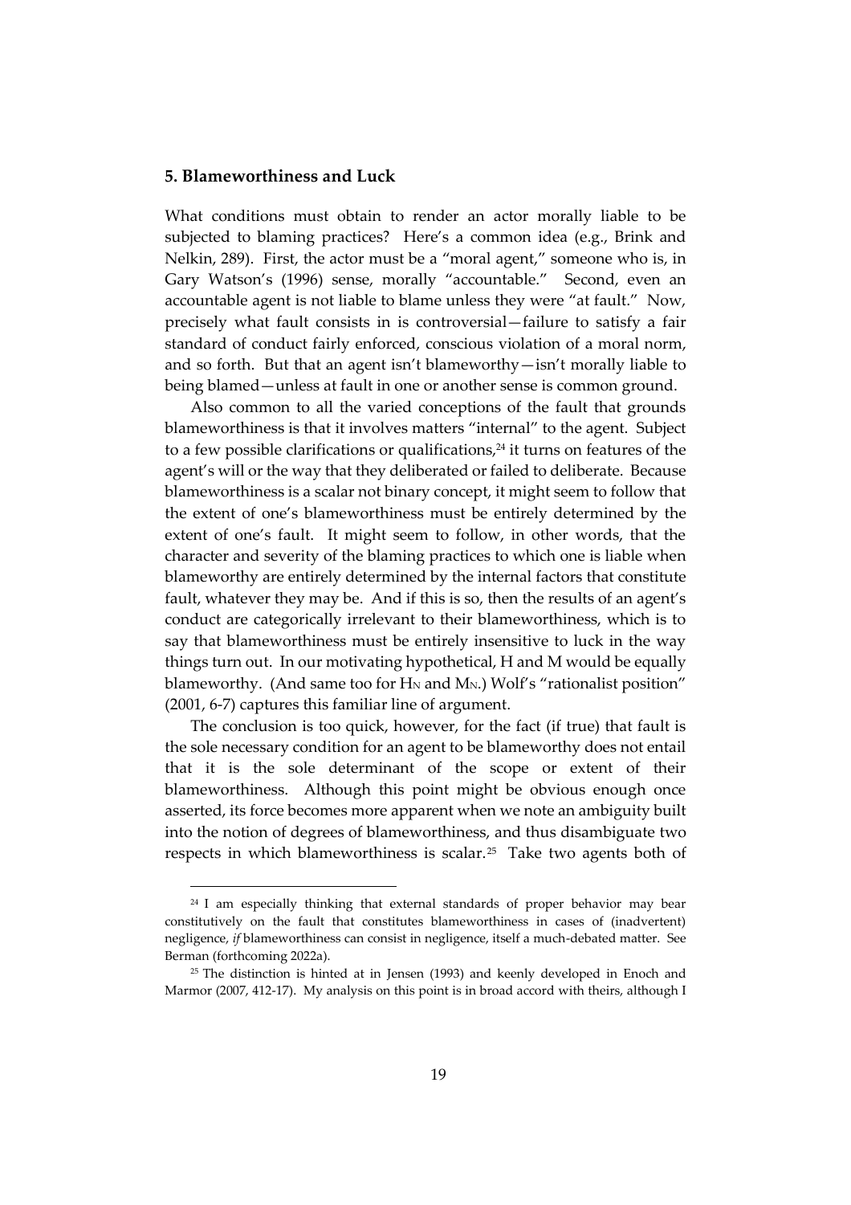## 5. Blameworthiness and Luck

What conditions must obtain to render an actor morally liable to be subjected to blaming practices? Here's a common idea (e.g., Brink and Nelkin, 289). First, the actor must be a "moral agent," someone who is, in Gary Watson's (1996) sense, morally "accountable." Second, even an accountable agent is not liable to blame unless they were "at fault." Now, precisely what fault consists in is controversial—failure to satisfy a fair standard of conduct fairly enforced, conscious violation of a moral norm, and so forth. But that an agent isn't blameworthy—isn't morally liable to being blamed—unless at fault in one or another sense is common ground.

Also common to all the varied conceptions of the fault that grounds blameworthiness is that it involves matters "internal" to the agent. Subject to a few possible clarifications or qualifications,[24] it turns on features of the agent's will or the way that they deliberated or failed to deliberate. Because blameworthiness is a scalar not binary concept, it might seem to follow that the extent of one's blameworthiness must be entirely determined by the extent of one's fault. It might seem to follow, in other words, that the character and severity of the blaming practices to which one is liable when blameworthy are entirely determined by the internal factors that constitute fault, whatever they may be. And if this is so, then the results of an agent's conduct are categorically irrelevant to their blameworthiness, which is to say that blameworthiness must be entirely insensitive to luck in the way things turn out. In our motivating hypothetical, H and M would be equally blameworthy. (And same too for $H_N$ and $M_N$.) Wolf's "rationalist position" (2001, 6-7) captures this familiar line of argument.

The conclusion is too quick, however, for the fact (if true) that fault is the sole necessary condition for an agent to be blameworthy does not entail that it is the sole determinant of the scope or extent of their blameworthiness. Although this point might be obvious enough once asserted, its force becomes more apparent when we note an ambiguity built into the notion of degrees of blameworthiness, and thus disambiguate two respects in which blameworthiness is scalar.[25] Take two agents both of

---

[24] I am especially thinking that external standards of proper behavior may bear constitutively on the fault that constitutes blameworthiness in cases of (inadvertent) negligence, *if* blameworthiness can consist in negligence, itself a much-debated matter. See Berman (forthcoming 2022a).

[25] The distinction is hinted at in Jensen (1993) and keenly developed in Enoch and Marmor (2007, 412-17). My analysis on this point is in broad accord with theirs, although I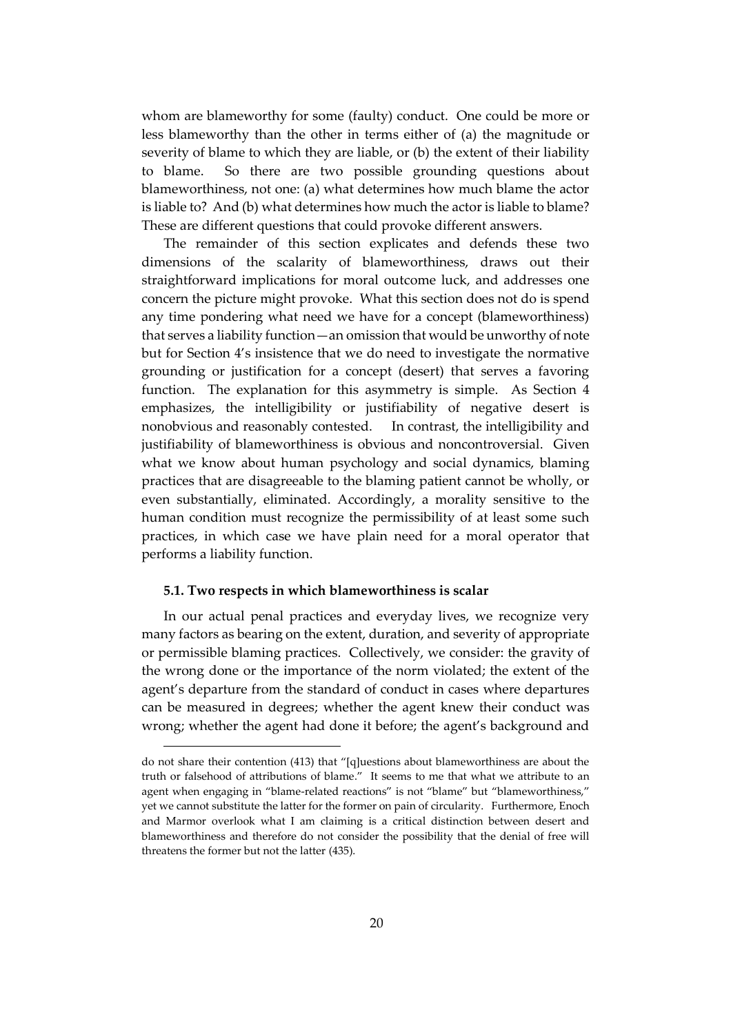whom are blameworthy for some (faulty) conduct. One could be more or less blameworthy than the other in terms either of (a) the magnitude or severity of blame to which they are liable, or (b) the extent of their liability to blame. So there are two possible grounding questions about blameworthiness, not one: (a) what determines how much blame the actor is liable to? And (b) what determines how much the actor is liable to blame? These are different questions that could provoke different answers.

The remainder of this section explicates and defends these two dimensions of the scalarity of blameworthiness, draws out their straightforward implications for moral outcome luck, and addresses one concern the picture might provoke. What this section does not do is spend any time pondering what need we have for a concept (blameworthiness) that serves a liability function—an omission that would be unworthy of note but for Section 4's insistence that we do need to investigate the normative grounding or justification for a concept (desert) that serves a favoring function. The explanation for this asymmetry is simple. As Section 4 emphasizes, the intelligibility or justifiability of negative desert is nonobvious and reasonably contested. In contrast, the intelligibility and justifiability of blameworthiness is obvious and noncontroversial. Given what we know about human psychology and social dynamics, blaming practices that are disagreeable to the blaming patient cannot be wholly, or even substantially, eliminated. Accordingly, a morality sensitive to the human condition must recognize the permissibility of at least some such practices, in which case we have plain need for a moral operator that performs a liability function.

### 5.1. Two respects in which blameworthiness is scalar

In our actual penal practices and everyday lives, we recognize very many factors as bearing on the extent, duration, and severity of appropriate or permissible blaming practices. Collectively, we consider: the gravity of the wrong done or the importance of the norm violated; the extent of the agent's departure from the standard of conduct in cases where departures can be measured in degrees; whether the agent knew their conduct was wrong; whether the agent had done it before; the agent's background and

---

do not share their contention (413) that "[q]uestions about blameworthiness are about the truth or falsehood of attributions of blame." It seems to me that what we attribute to an agent when engaging in "blame-related reactions" is not "blame" but "blameworthiness," yet we cannot substitute the latter for the former on pain of circularity. Furthermore, Enoch and Marmor overlook what I am claiming is a critical distinction between desert and blameworthiness and therefore do not consider the possibility that the denial of free will threatens the former but not the latter (435).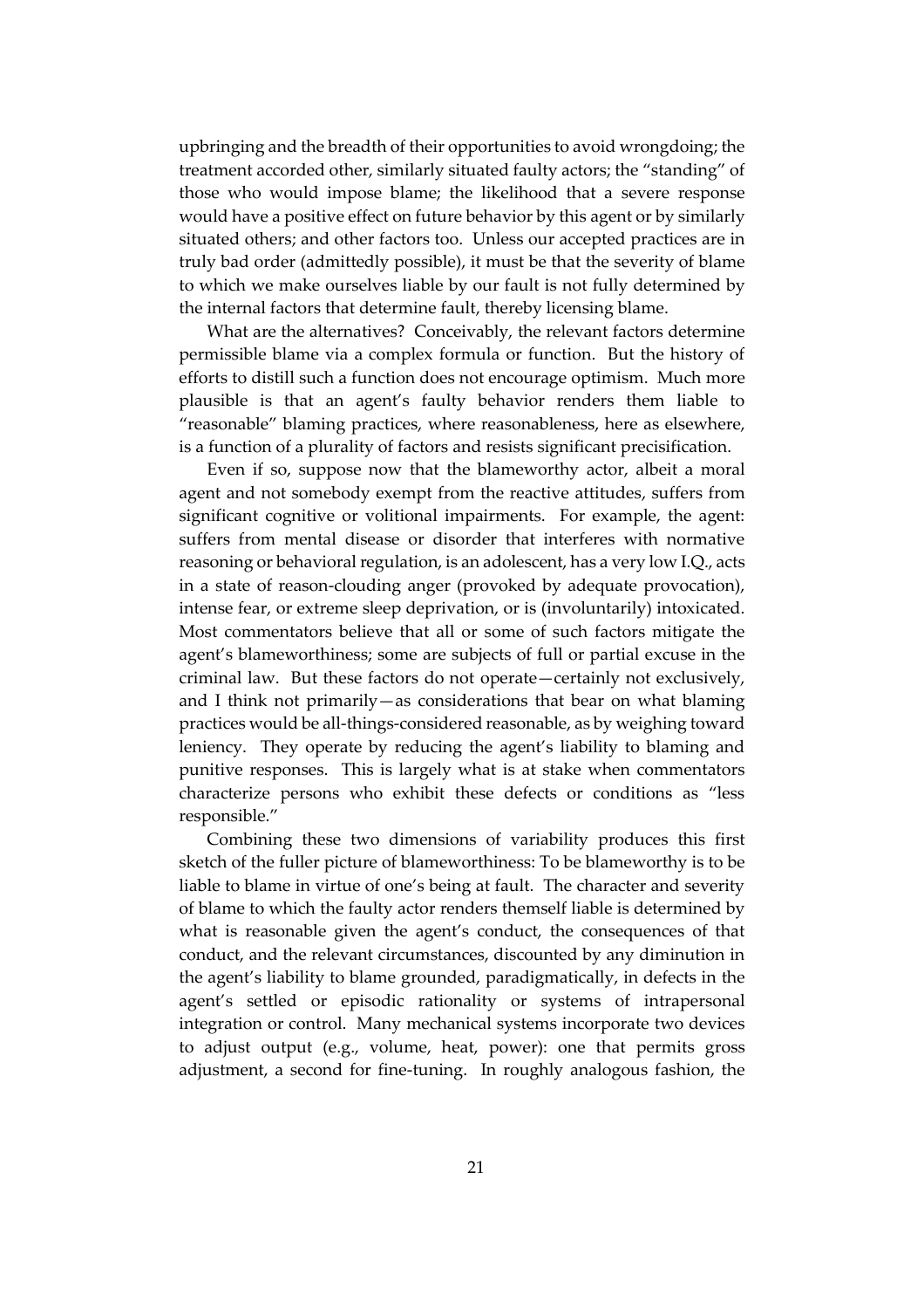upbringing and the breadth of their opportunities to avoid wrongdoing; the treatment accorded other, similarly situated faulty actors; the "standing" of those who would impose blame; the likelihood that a severe response would have a positive effect on future behavior by this agent or by similarly situated others; and other factors too. Unless our accepted practices are in truly bad order (admittedly possible), it must be that the severity of blame to which we make ourselves liable by our fault is not fully determined by the internal factors that determine fault, thereby licensing blame.

What are the alternatives? Conceivably, the relevant factors determine permissible blame via a complex formula or function. But the history of efforts to distill such a function does not encourage optimism. Much more plausible is that an agent's faulty behavior renders them liable to "reasonable" blaming practices, where reasonableness, here as elsewhere, is a function of a plurality of factors and resists significant precisification.

Even if so, suppose now that the blameworthy actor, albeit a moral agent and not somebody exempt from the reactive attitudes, suffers from significant cognitive or volitional impairments. For example, the agent: suffers from mental disease or disorder that interferes with normative reasoning or behavioral regulation, is an adolescent, has a very low I.Q., acts in a state of reason-clouding anger (provoked by adequate provocation), intense fear, or extreme sleep deprivation, or is (involuntarily) intoxicated. Most commentators believe that all or some of such factors mitigate the agent's blameworthiness; some are subjects of full or partial excuse in the criminal law. But these factors do not operate—certainly not exclusively, and I think not primarily—as considerations that bear on what blaming practices would be all-things-considered reasonable, as by weighing toward leniency. They operate by reducing the agent's liability to blaming and punitive responses. This is largely what is at stake when commentators characterize persons who exhibit these defects or conditions as "less responsible."

Combining these two dimensions of variability produces this first sketch of the fuller picture of blameworthiness: To be blameworthy is to be liable to blame in virtue of one's being at fault. The character and severity of blame to which the faulty actor renders themself liable is determined by what is reasonable given the agent's conduct, the consequences of that conduct, and the relevant circumstances, discounted by any diminution in the agent's liability to blame grounded, paradigmatically, in defects in the agent's settled or episodic rationality or systems of intrapersonal integration or control. Many mechanical systems incorporate two devices to adjust output (e.g., volume, heat, power): one that permits gross adjustment, a second for fine-tuning. In roughly analogous fashion, the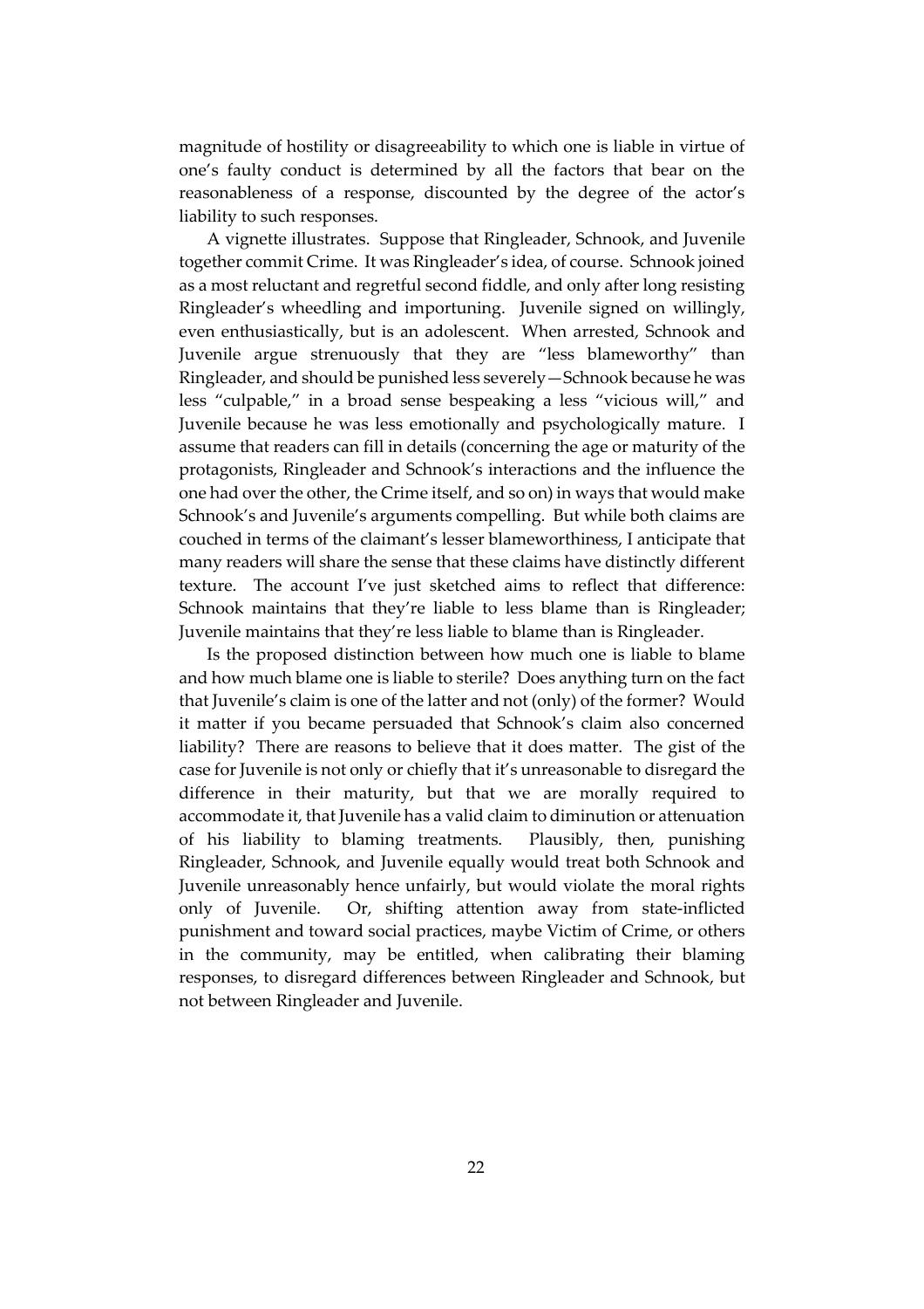magnitude of hostility or disagreeability to which one is liable in virtue of one's faulty conduct is determined by all the factors that bear on the reasonableness of a response, discounted by the degree of the actor's liability to such responses.

A vignette illustrates. Suppose that Ringleader, Schnook, and Juvenile together commit Crime. It was Ringleader's idea, of course. Schnook joined as a most reluctant and regretful second fiddle, and only after long resisting Ringleader's wheedling and importuning. Juvenile signed on willingly, even enthusiastically, but is an adolescent. When arrested, Schnook and Juvenile argue strenuously that they are "less blameworthy" than Ringleader, and should be punished less severely—Schnook because he was less "culpable," in a broad sense bespeaking a less "vicious will," and Juvenile because he was less emotionally and psychologically mature. I assume that readers can fill in details (concerning the age or maturity of the protagonists, Ringleader and Schnook's interactions and the influence the one had over the other, the Crime itself, and so on) in ways that would make Schnook's and Juvenile's arguments compelling. But while both claims are couched in terms of the claimant's lesser blameworthiness, I anticipate that many readers will share the sense that these claims have distinctly different texture. The account I've just sketched aims to reflect that difference: Schnook maintains that they're liable to less blame than is Ringleader; Juvenile maintains that they're less liable to blame than is Ringleader.

Is the proposed distinction between how much one is liable to blame and how much blame one is liable to sterile? Does anything turn on the fact that Juvenile's claim is one of the latter and not (only) of the former? Would it matter if you became persuaded that Schnook's claim also concerned liability? There are reasons to believe that it does matter. The gist of the case for Juvenile is not only or chiefly that it's unreasonable to disregard the difference in their maturity, but that we are morally required to accommodate it, that Juvenile has a valid claim to diminution or attenuation of his liability to blaming treatments. Plausibly, then, punishing Ringleader, Schnook, and Juvenile equally would treat both Schnook and Juvenile unreasonably hence unfairly, but would violate the moral rights only of Juvenile. Or, shifting attention away from state-inflicted punishment and toward social practices, maybe Victim of Crime, or others in the community, may be entitled, when calibrating their blaming responses, to disregard differences between Ringleader and Schnook, but not between Ringleader and Juvenile.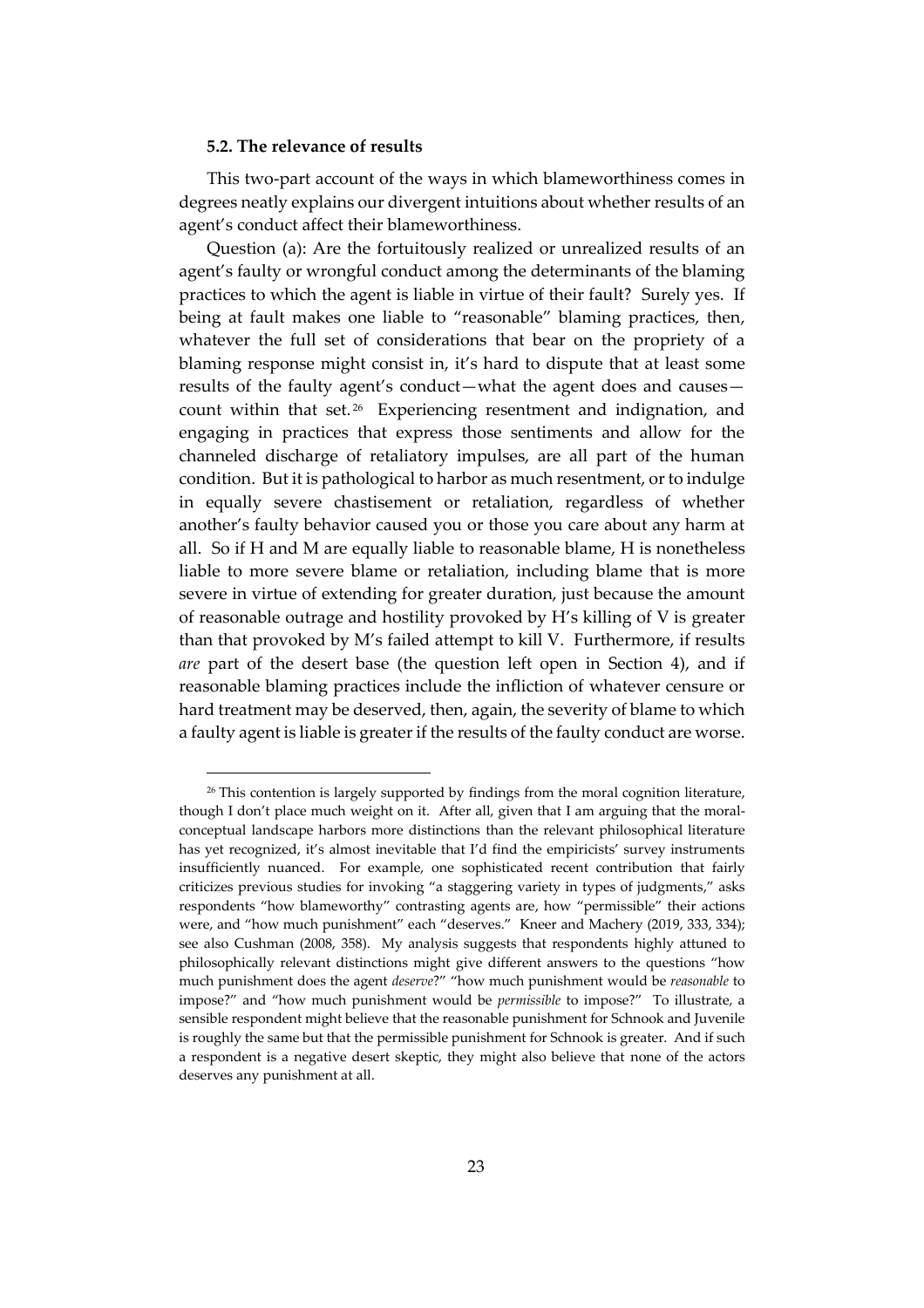### 5.2. The relevance of results

This two-part account of the ways in which blameworthiness comes in degrees neatly explains our divergent intuitions about whether results of an agent's conduct affect their blameworthiness.

Question (a): Are the fortuitously realized or unrealized results of an agent's faulty or wrongful conduct among the determinants of the blaming practices to which the agent is liable in virtue of their fault? Surely yes. If being at fault makes one liable to "reasonable" blaming practices, then, whatever the full set of considerations that bear on the propriety of a blaming response might consist in, it's hard to dispute that at least some results of the faulty agent's conduct—what the agent does and causes—count within that set.[26] Experiencing resentment and indignation, and engaging in practices that express those sentiments and allow for the channeled discharge of retaliatory impulses, are all part of the human condition. But it is pathological to harbor as much resentment, or to indulge in equally severe chastisement or retaliation, regardless of whether another's faulty behavior caused you or those you care about any harm at all. So if H and M are equally liable to reasonable blame, H is nonetheless liable to more severe blame or retaliation, including blame that is more severe in virtue of extending for greater duration, just because the amount of reasonable outrage and hostility provoked by H's killing of V is greater than that provoked by M's failed attempt to kill V. Furthermore, if results *are* part of the desert base (the question left open in Section 4), and if reasonable blaming practices include the infliction of whatever censure or hard treatment may be deserved, then, again, the severity of blame to which a faulty agent is liable is greater if the results of the faulty conduct are worse.

[26] This contention is largely supported by findings from the moral cognition literature, though I don't place much weight on it. After all, given that I am arguing that the moral-conceptual landscape harbors more distinctions than the relevant philosophical literature has yet recognized, it's almost inevitable that I'd find the empiricists' survey instruments insufficiently nuanced. For example, one sophisticated recent contribution that fairly criticizes previous studies for invoking "a staggering variety in types of judgments," asks respondents "how blameworthy" contrasting agents are, how "permissible" their actions were, and "how much punishment" each "deserves." Kneer and Machery (2019, 333, 334); see also Cushman (2008, 358). My analysis suggests that respondents highly attuned to philosophically relevant distinctions might give different answers to the questions "how much punishment does the agent *deserve*?" "how much punishment would be *reasonable* to impose?" and "how much punishment would be *permissible* to impose?" To illustrate, a sensible respondent might believe that the reasonable punishment for Schnook and Juvenile is roughly the same but that the permissible punishment for Schnook is greater. And if such a respondent is a negative desert skeptic, they might also believe that none of the actors deserves any punishment at all.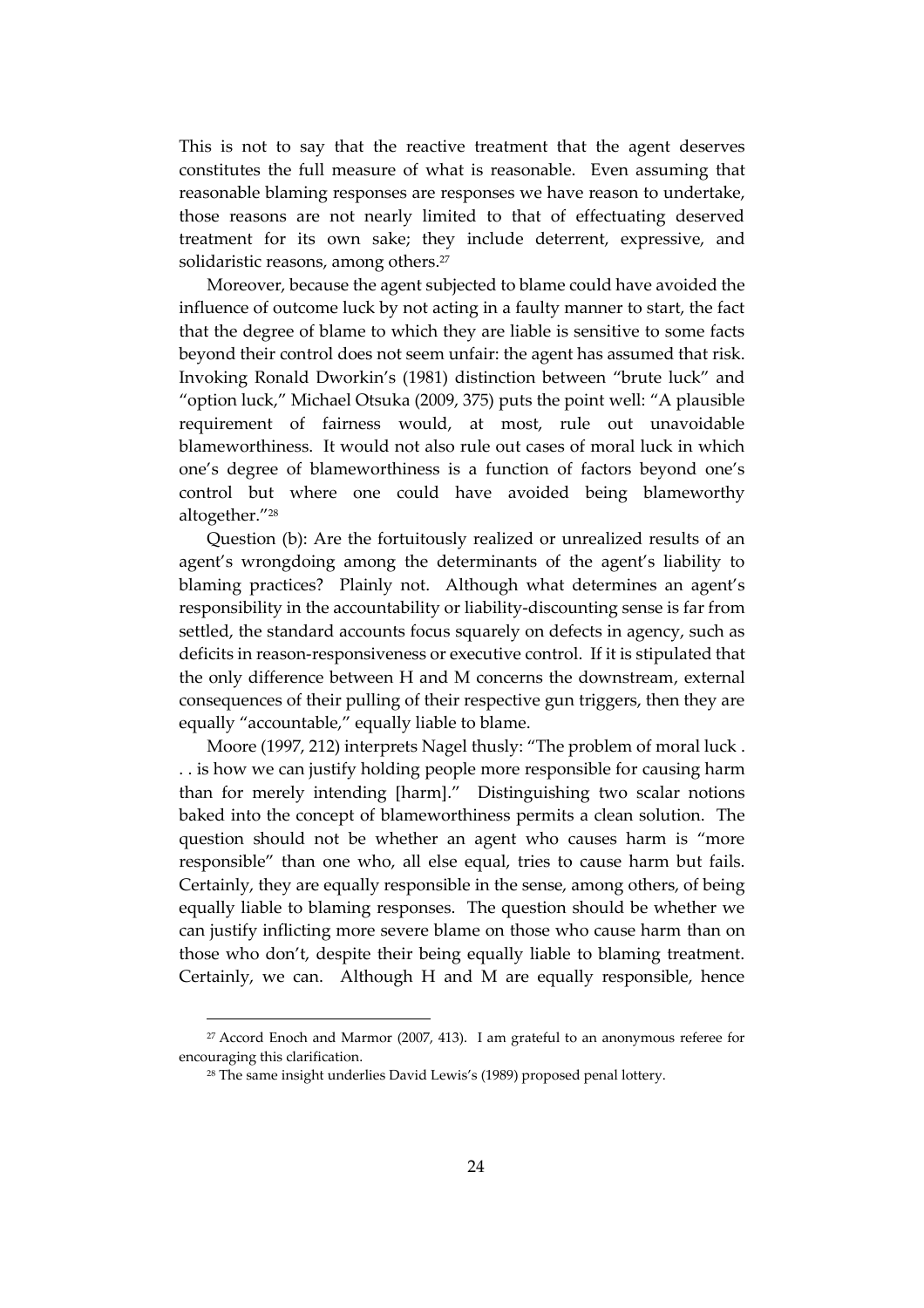This is not to say that the reactive treatment that the agent deserves constitutes the full measure of what is reasonable. Even assuming that reasonable blaming responses are responses we have reason to undertake, those reasons are not nearly limited to that of effectuating deserved treatment for its own sake; they include deterrent, expressive, and solidaristic reasons, among others.[27]

Moreover, because the agent subjected to blame could have avoided the influence of outcome luck by not acting in a faulty manner to start, the fact that the degree of blame to which they are liable is sensitive to some facts beyond their control does not seem unfair: the agent has assumed that risk. Invoking Ronald Dworkin's (1981) distinction between "brute luck" and "option luck," Michael Otsuka (2009, 375) puts the point well: "A plausible requirement of fairness would, at most, rule out unavoidable blameworthiness. It would not also rule out cases of moral luck in which one's degree of blameworthiness is a function of factors beyond one's control but where one could have avoided being blameworthy altogether."[28]

Question (b): Are the fortuitously realized or unrealized results of an agent's wrongdoing among the determinants of the agent's liability to blaming practices? Plainly not. Although what determines an agent's responsibility in the accountability or liability-discounting sense is far from settled, the standard accounts focus squarely on defects in agency, such as deficits in reason-responsiveness or executive control. If it is stipulated that the only difference between H and M concerns the downstream, external consequences of their pulling of their respective gun triggers, then they are equally "accountable," equally liable to blame.

Moore (1997, 212) interprets Nagel thusly: "The problem of moral luck . . . is how we can justify holding people more responsible for causing harm than for merely intending [harm]." Distinguishing two scalar notions baked into the concept of blameworthiness permits a clean solution. The question should not be whether an agent who causes harm is "more responsible" than one who, all else equal, tries to cause harm but fails. Certainly, they are equally responsible in the sense, among others, of being equally liable to blaming responses. The question should be whether we can justify inflicting more severe blame on those who cause harm than on those who don't, despite their being equally liable to blaming treatment. Certainly, we can. Although H and M are equally responsible, hence

[27] Accord Enoch and Marmor (2007, 413). I am grateful to an anonymous referee for encouraging this clarification.

[28] The same insight underlies David Lewis's (1989) proposed penal lottery.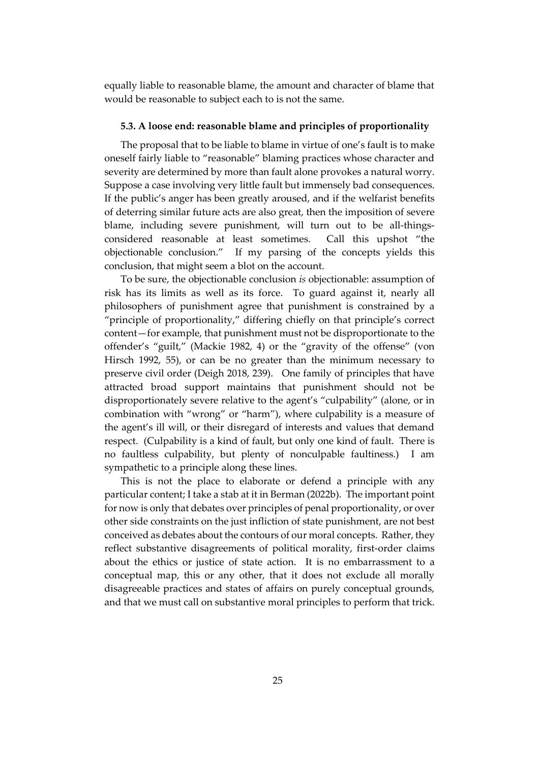equally liable to reasonable blame, the amount and character of blame that would be reasonable to subject each to is not the same.

### 5.3. A loose end: reasonable blame and principles of proportionality

The proposal that to be liable to blame in virtue of one's fault is to make oneself fairly liable to "reasonable" blaming practices whose character and severity are determined by more than fault alone provokes a natural worry. Suppose a case involving very little fault but immensely bad consequences. If the public's anger has been greatly aroused, and if the welfarist benefits of deterring similar future acts are also great, then the imposition of severe blame, including severe punishment, will turn out to be all-things-considered reasonable at least sometimes. Call this upshot "the objectionable conclusion." If my parsing of the concepts yields this conclusion, that might seem a blot on the account.

To be sure, the objectionable conclusion *is* objectionable: assumption of risk has its limits as well as its force. To guard against it, nearly all philosophers of punishment agree that punishment is constrained by a "principle of proportionality," differing chiefly on that principle's correct content—for example, that punishment must not be disproportionate to the offender's "guilt," (Mackie 1982, 4) or the "gravity of the offense" (von Hirsch 1992, 55), or can be no greater than the minimum necessary to preserve civil order (Deigh 2018, 239). One family of principles that have attracted broad support maintains that punishment should not be disproportionately severe relative to the agent's "culpability" (alone, or in combination with "wrong" or "harm"), where culpability is a measure of the agent's ill will, or their disregard of interests and values that demand respect. (Culpability is a kind of fault, but only one kind of fault. There is no faultless culpability, but plenty of nonculpable faultiness.) I am sympathetic to a principle along these lines.

This is not the place to elaborate or defend a principle with any particular content; I take a stab at it in Berman (2022b). The important point for now is only that debates over principles of penal proportionality, or over other side constraints on the just infliction of state punishment, are not best conceived as debates about the contours of our moral concepts. Rather, they reflect substantive disagreements of political morality, first-order claims about the ethics or justice of state action. It is no embarrassment to a conceptual map, this or any other, that it does not exclude all morally disagreeable practices and states of affairs on purely conceptual grounds, and that we must call on substantive moral principles to perform that trick.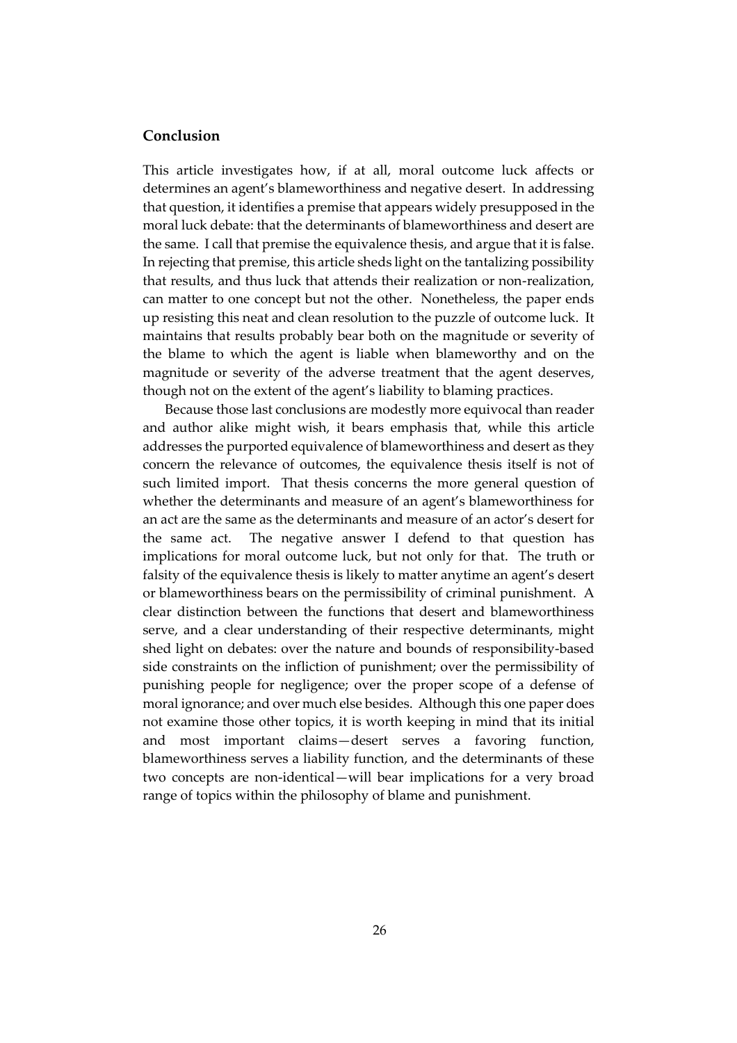## Conclusion

This article investigates how, if at all, moral outcome luck affects or determines an agent's blameworthiness and negative desert. In addressing that question, it identifies a premise that appears widely presupposed in the moral luck debate: that the determinants of blameworthiness and desert are the same. I call that premise the equivalence thesis, and argue that it is false. In rejecting that premise, this article sheds light on the tantalizing possibility that results, and thus luck that attends their realization or non-realization, can matter to one concept but not the other. Nonetheless, the paper ends up resisting this neat and clean resolution to the puzzle of outcome luck. It maintains that results probably bear both on the magnitude or severity of the blame to which the agent is liable when blameworthy and on the magnitude or severity of the adverse treatment that the agent deserves, though not on the extent of the agent's liability to blaming practices.

Because those last conclusions are modestly more equivocal than reader and author alike might wish, it bears emphasis that, while this article addresses the purported equivalence of blameworthiness and desert as they concern the relevance of outcomes, the equivalence thesis itself is not of such limited import. That thesis concerns the more general question of whether the determinants and measure of an agent's blameworthiness for an act are the same as the determinants and measure of an actor's desert for the same act. The negative answer I defend to that question has implications for moral outcome luck, but not only for that. The truth or falsity of the equivalence thesis is likely to matter anytime an agent's desert or blameworthiness bears on the permissibility of criminal punishment. A clear distinction between the functions that desert and blameworthiness serve, and a clear understanding of their respective determinants, might shed light on debates: over the nature and bounds of responsibility-based side constraints on the infliction of punishment; over the permissibility of punishing people for negligence; over the proper scope of a defense of moral ignorance; and over much else besides. Although this one paper does not examine those other topics, it is worth keeping in mind that its initial and most important claims—desert serves a favoring function, blameworthiness serves a liability function, and the determinants of these two concepts are non-identical—will bear implications for a very broad range of topics within the philosophy of blame and punishment.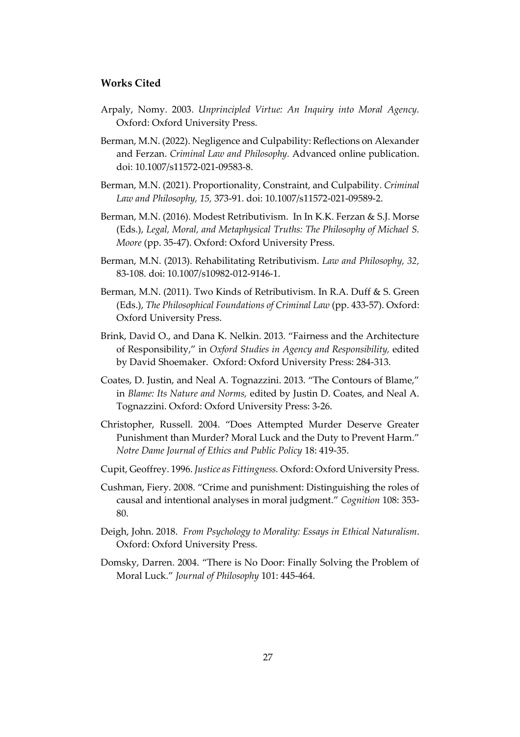## Works Cited

Arpaly, Nomy. 2003. *Unprincipled Virtue: An Inquiry into Moral Agency.* Oxford: Oxford University Press.

Berman, M.N. (2022). Negligence and Culpability: Reflections on Alexander and Ferzan. *Criminal Law and Philosophy.* Advanced online publication. doi: 10.1007/s11572-021-09583-8.

Berman, M.N. (2021). Proportionality, Constraint, and Culpability. *Criminal Law and Philosophy, 15,* 373-91. doi: 10.1007/s11572-021-09589-2.

Berman, M.N. (2016). Modest Retributivism. In In K.K. Ferzan & S.J. Morse (Eds.), *Legal, Moral, and Metaphysical Truths: The Philosophy of Michael S. Moore* (pp. 35-47). Oxford: Oxford University Press.

Berman, M.N. (2013). Rehabilitating Retributivism. *Law and Philosophy, 32,* 83-108. doi: 10.1007/s10982-012-9146-1.

Berman, M.N. (2011). Two Kinds of Retributivism. In R.A. Duff & S. Green (Eds.), *The Philosophical Foundations of Criminal Law* (pp. 433-57). Oxford: Oxford University Press.

Brink, David O., and Dana K. Nelkin. 2013. "Fairness and the Architecture of Responsibility," in *Oxford Studies in Agency and Responsibility,* edited by David Shoemaker. Oxford: Oxford University Press: 284-313.

Coates, D. Justin, and Neal A. Tognazzini. 2013. "The Contours of Blame," in *Blame: Its Nature and Norms,* edited by Justin D. Coates, and Neal A. Tognazzini. Oxford: Oxford University Press: 3-26.

Christopher, Russell. 2004. "Does Attempted Murder Deserve Greater Punishment than Murder? Moral Luck and the Duty to Prevent Harm." *Notre Dame Journal of Ethics and Public Policy* 18: 419-35.

Cupit, Geoffrey. 1996. *Justice as Fittingness.* Oxford: Oxford University Press.

Cushman, Fiery. 2008. "Crime and punishment: Distinguishing the roles of causal and intentional analyses in moral judgment." *Cognition* 108: 353-80.

Deigh, John. 2018. *From Psychology to Morality: Essays in Ethical Naturalism*. Oxford: Oxford University Press.

Domsky, Darren. 2004. "There is No Door: Finally Solving the Problem of Moral Luck." *Journal of Philosophy* 101: 445-464.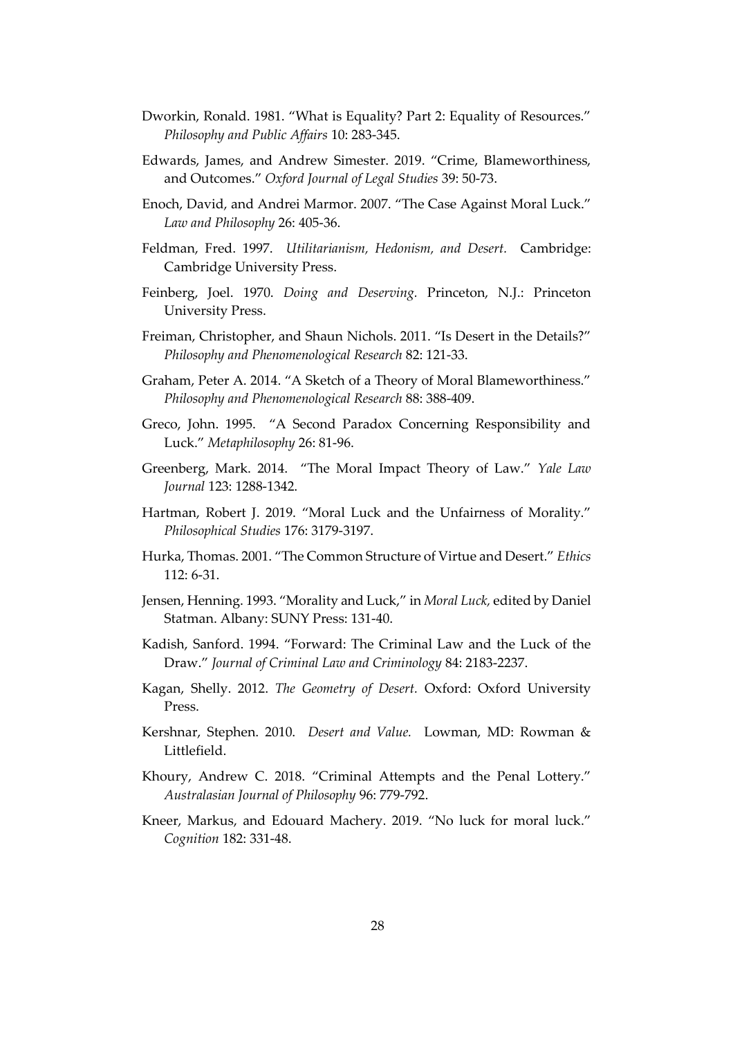Dworkin, Ronald. 1981. "What is Equality? Part 2: Equality of Resources." *Philosophy and Public Affairs* 10: 283-345.

Edwards, James, and Andrew Simester. 2019. "Crime, Blameworthiness, and Outcomes." *Oxford Journal of Legal Studies* 39: 50-73.

Enoch, David, and Andrei Marmor. 2007. "The Case Against Moral Luck." *Law and Philosophy* 26: 405-36.

Feldman, Fred. 1997. *Utilitarianism, Hedonism, and Desert.* Cambridge: Cambridge University Press.

Feinberg, Joel. 1970. *Doing and Deserving.* Princeton, N.J.: Princeton University Press.

Freiman, Christopher, and Shaun Nichols. 2011. "Is Desert in the Details?" *Philosophy and Phenomenological Research* 82: 121-33.

Graham, Peter A. 2014. "A Sketch of a Theory of Moral Blameworthiness." *Philosophy and Phenomenological Research* 88: 388-409.

Greco, John. 1995. "A Second Paradox Concerning Responsibility and Luck." *Metaphilosophy* 26: 81-96.

Greenberg, Mark. 2014. "The Moral Impact Theory of Law." *Yale Law Journal* 123: 1288-1342.

Hartman, Robert J. 2019. "Moral Luck and the Unfairness of Morality." *Philosophical Studies* 176: 3179-3197.

Hurka, Thomas. 2001. "The Common Structure of Virtue and Desert." *Ethics* 112: 6-31.

Jensen, Henning. 1993. "Morality and Luck," in *Moral Luck,* edited by Daniel Statman. Albany: SUNY Press: 131-40.

Kadish, Sanford. 1994. "Forward: The Criminal Law and the Luck of the Draw." *Journal of Criminal Law and Criminology* 84: 2183-2237.

Kagan, Shelly. 2012. *The Geometry of Desert.* Oxford: Oxford University Press.

Kershnar, Stephen. 2010. *Desert and Value.* Lowman, MD: Rowman & Littlefield.

Khoury, Andrew C. 2018. "Criminal Attempts and the Penal Lottery." *Australasian Journal of Philosophy* 96: 779-792.

Kneer, Markus, and Edouard Machery. 2019. "No luck for moral luck." *Cognition* 182: 331-48.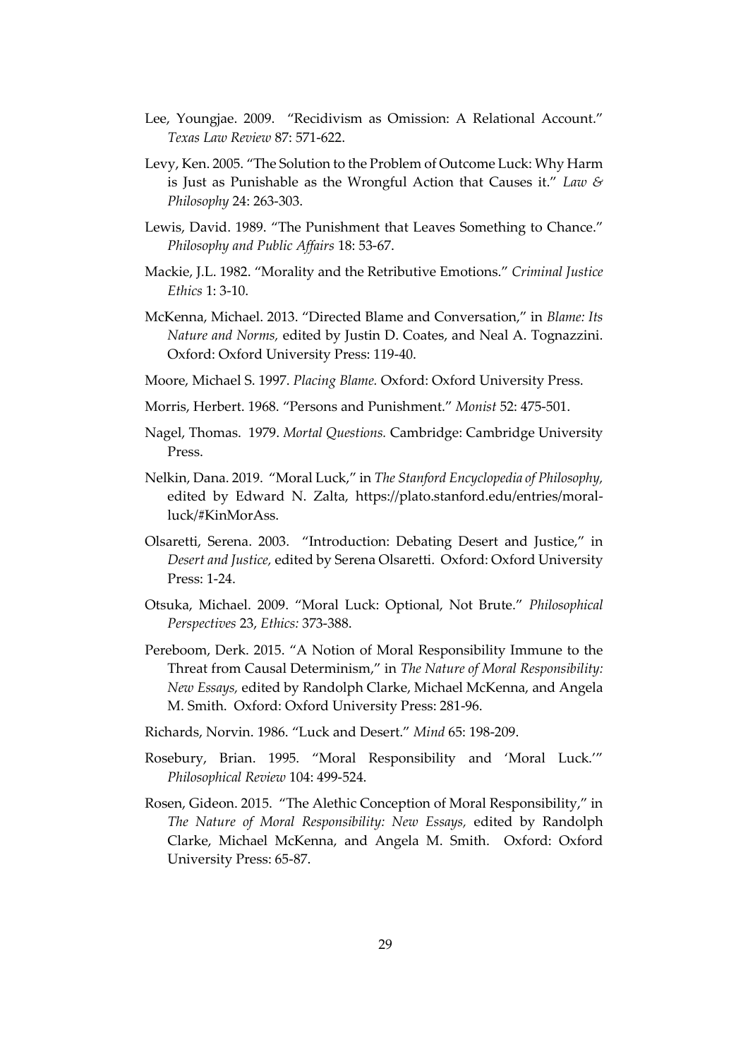Lee, Youngjae. 2009. "Recidivism as Omission: A Relational Account." *Texas Law Review* 87: 571-622.

Levy, Ken. 2005. "The Solution to the Problem of Outcome Luck: Why Harm is Just as Punishable as the Wrongful Action that Causes it." *Law & Philosophy* 24: 263-303.

Lewis, David. 1989. "The Punishment that Leaves Something to Chance." *Philosophy and Public Affairs* 18: 53-67.

Mackie, J.L. 1982. "Morality and the Retributive Emotions." *Criminal Justice Ethics* 1: 3-10.

McKenna, Michael. 2013. "Directed Blame and Conversation," in *Blame: Its Nature and Norms,* edited by Justin D. Coates, and Neal A. Tognazzini. Oxford: Oxford University Press: 119-40.

Moore, Michael S. 1997. *Placing Blame.* Oxford: Oxford University Press.

Morris, Herbert. 1968. "Persons and Punishment." *Monist* 52: 475-501.

Nagel, Thomas. 1979. *Mortal Questions.* Cambridge: Cambridge University Press.

Nelkin, Dana. 2019. "Moral Luck," in *The Stanford Encyclopedia of Philosophy,* edited by Edward N. Zalta, https://plato.stanford.edu/entries/moral-luck/#KinMorAss.

Olsaretti, Serena. 2003. "Introduction: Debating Desert and Justice," in *Desert and Justice,* edited by Serena Olsaretti. Oxford: Oxford University Press: 1-24.

Otsuka, Michael. 2009. "Moral Luck: Optional, Not Brute." *Philosophical Perspectives* 23, *Ethics:* 373-388.

Pereboom, Derk. 2015. "A Notion of Moral Responsibility Immune to the Threat from Causal Determinism," in *The Nature of Moral Responsibility: New Essays,* edited by Randolph Clarke, Michael McKenna, and Angela M. Smith. Oxford: Oxford University Press: 281-96.

Richards, Norvin. 1986. "Luck and Desert." *Mind* 65: 198-209.

Rosebury, Brian. 1995. "Moral Responsibility and 'Moral Luck.'" *Philosophical Review* 104: 499-524.

Rosen, Gideon. 2015. "The Alethic Conception of Moral Responsibility," in *The Nature of Moral Responsibility: New Essays,* edited by Randolph Clarke, Michael McKenna, and Angela M. Smith. Oxford: Oxford University Press: 65-87.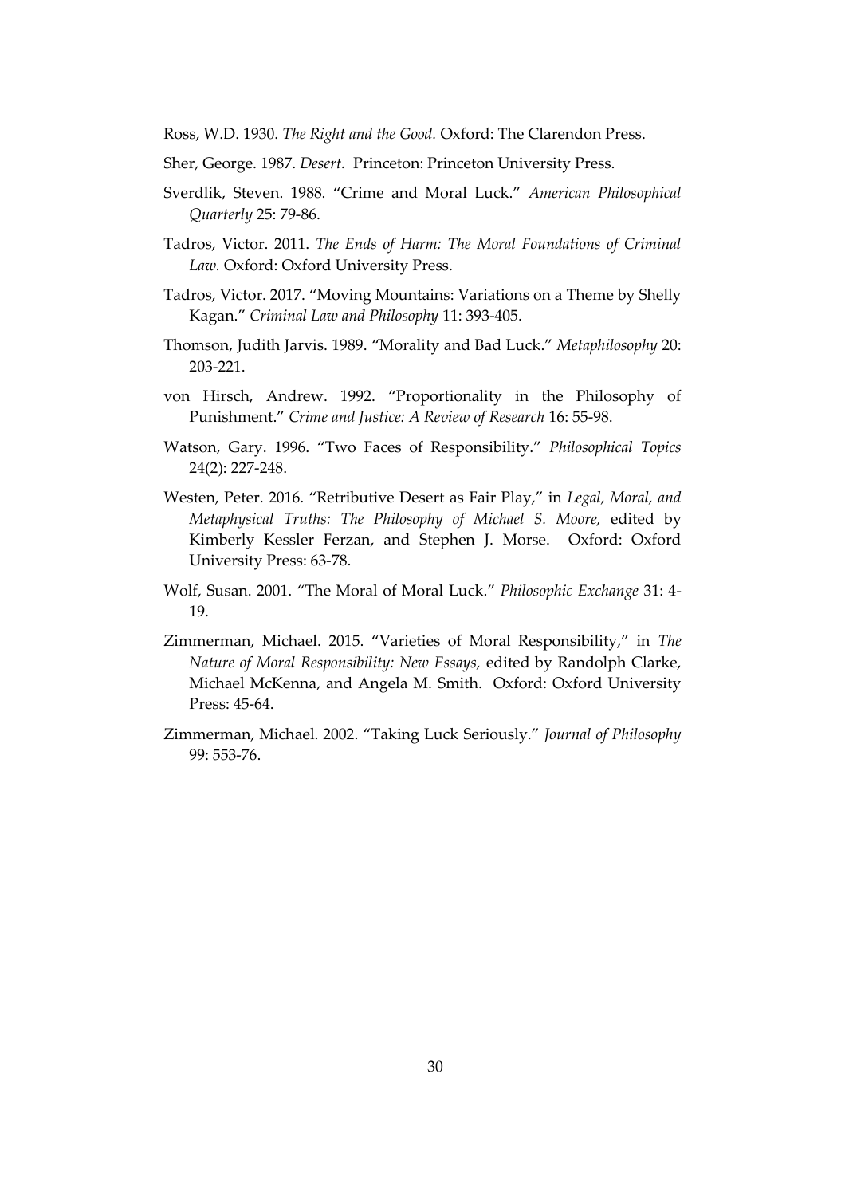Ross, W.D. 1930. *The Right and the Good.* Oxford: The Clarendon Press.

Sher, George. 1987. *Desert.* Princeton: Princeton University Press.

Sverdlik, Steven. 1988. "Crime and Moral Luck." *American Philosophical Quarterly* 25: 79-86.

Tadros, Victor. 2011. *The Ends of Harm: The Moral Foundations of Criminal Law.* Oxford: Oxford University Press.

Tadros, Victor. 2017. "Moving Mountains: Variations on a Theme by Shelly Kagan." *Criminal Law and Philosophy* 11: 393-405.

Thomson, Judith Jarvis. 1989. "Morality and Bad Luck." *Metaphilosophy* 20: 203-221.

von Hirsch, Andrew. 1992. "Proportionality in the Philosophy of Punishment." *Crime and Justice: A Review of Research* 16: 55-98.

Watson, Gary. 1996. "Two Faces of Responsibility." *Philosophical Topics* 24(2): 227-248.

Westen, Peter. 2016. "Retributive Desert as Fair Play," in *Legal, Moral, and Metaphysical Truths: The Philosophy of Michael S. Moore,* edited by Kimberly Kessler Ferzan, and Stephen J. Morse. Oxford: Oxford University Press: 63-78.

Wolf, Susan. 2001. "The Moral of Moral Luck." *Philosophic Exchange* 31: 4-19.

Zimmerman, Michael. 2015. "Varieties of Moral Responsibility," in *The Nature of Moral Responsibility: New Essays,* edited by Randolph Clarke, Michael McKenna, and Angela M. Smith. Oxford: Oxford University Press: 45-64.

Zimmerman, Michael. 2002. "Taking Luck Seriously." *Journal of Philosophy* 99: 553-76.